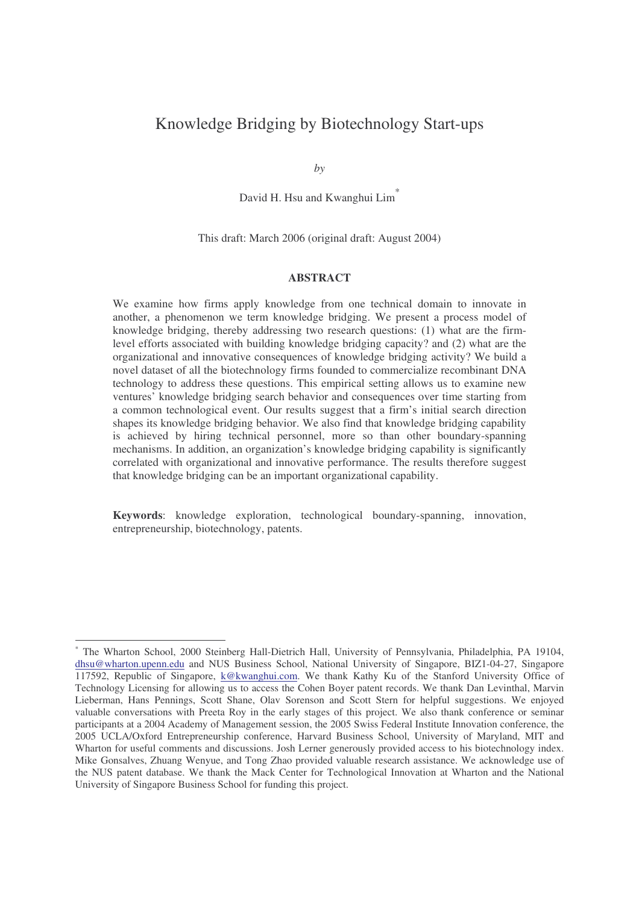# Knowledge Bridging by Biotechnology Start-ups

*by*

David H. Hsu and Kwanghui Lim*

This draft: March 2006 (original draft: August 2004)

## ABSTRACT

We examine how firms apply knowledge from one technical domain to innovate in another, a phenomenon we term knowledge bridging. We present a process model of knowledge bridging, thereby addressing two research questions: (1) what are the firm-level efforts associated with building knowledge bridging capacity? and (2) what are the organizational and innovative consequences of knowledge bridging activity? We build a novel dataset of all the biotechnology firms founded to commercialize recombinant DNA technology to address these questions. This empirical setting allows us to examine new ventures' knowledge bridging search behavior and consequences over time starting from a common technological event. Our results suggest that a firm's initial search direction shapes its knowledge bridging behavior. We also find that knowledge bridging capability is achieved by hiring technical personnel, more so than other boundary-spanning mechanisms. In addition, an organization's knowledge bridging capability is significantly correlated with organizational and innovative performance. The results therefore suggest that knowledge bridging can be an important organizational capability.

**Keywords**: knowledge exploration, technological boundary-spanning, innovation, entrepreneurship, biotechnology, patents.

---

* The Wharton School, 2000 Steinberg Hall-Dietrich Hall, University of Pennsylvania, Philadelphia, PA 19104, dhsu@wharton.upenn.edu and NUS Business School, National University of Singapore, BIZ1-04-27, Singapore 117592, Republic of Singapore, k@kwanghui.com. We thank Kathy Ku of the Stanford University Office of Technology Licensing for allowing us to access the Cohen Boyer patent records. We thank Dan Levinthal, Marvin Lieberman, Hans Pennings, Scott Shane, Olav Sorenson and Scott Stern for helpful suggestions. We enjoyed valuable conversations with Preeta Roy in the early stages of this project. We also thank conference or seminar participants at a 2004 Academy of Management session, the 2005 Swiss Federal Institute Innovation conference, the 2005 UCLA/Oxford Entrepreneurship conference, Harvard Business School, University of Maryland, MIT and Wharton for useful comments and discussions. Josh Lerner generously provided access to his biotechnology index. Mike Gonsalves, Zhuang Wenyue, and Tong Zhao provided valuable research assistance. We acknowledge use of the NUS patent database. We thank the Mack Center for Technological Innovation at Wharton and the National University of Singapore Business School for funding this project.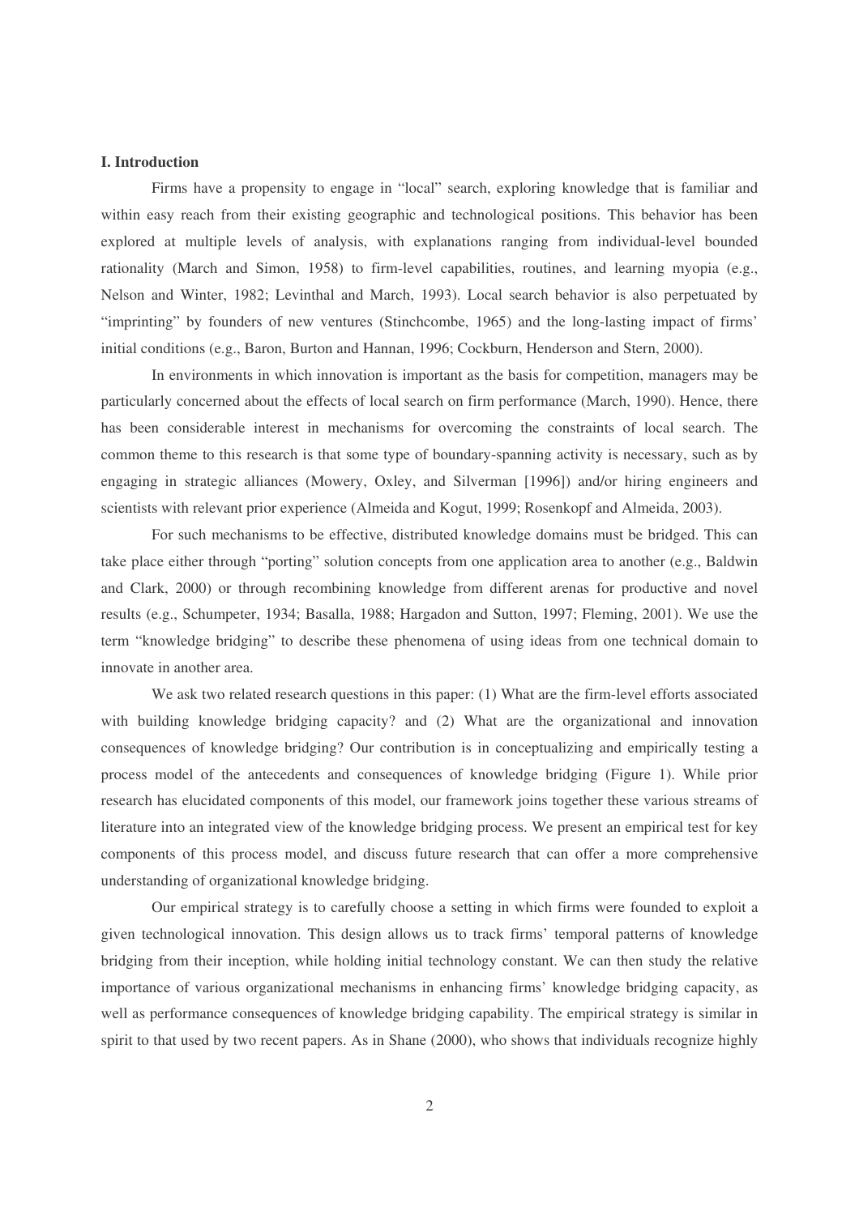### I. Introduction

Firms have a propensity to engage in "local" search, exploring knowledge that is familiar and within easy reach from their existing geographic and technological positions. This behavior has been explored at multiple levels of analysis, with explanations ranging from individual-level bounded rationality (March and Simon, 1958) to firm-level capabilities, routines, and learning myopia (e.g., Nelson and Winter, 1982; Levinthal and March, 1993). Local search behavior is also perpetuated by "imprinting" by founders of new ventures (Stinchcombe, 1965) and the long-lasting impact of firms' initial conditions (e.g., Baron, Burton and Hannan, 1996; Cockburn, Henderson and Stern, 2000).

In environments in which innovation is important as the basis for competition, managers may be particularly concerned about the effects of local search on firm performance (March, 1990). Hence, there has been considerable interest in mechanisms for overcoming the constraints of local search. The common theme to this research is that some type of boundary-spanning activity is necessary, such as by engaging in strategic alliances (Mowery, Oxley, and Silverman [1996]) and/or hiring engineers and scientists with relevant prior experience (Almeida and Kogut, 1999; Rosenkopf and Almeida, 2003).

For such mechanisms to be effective, distributed knowledge domains must be bridged. This can take place either through "porting" solution concepts from one application area to another (e.g., Baldwin and Clark, 2000) or through recombining knowledge from different arenas for productive and novel results (e.g., Schumpeter, 1934; Basalla, 1988; Hargadon and Sutton, 1997; Fleming, 2001). We use the term "knowledge bridging" to describe these phenomena of using ideas from one technical domain to innovate in another area.

We ask two related research questions in this paper: (1) What are the firm-level efforts associated with building knowledge bridging capacity? and (2) What are the organizational and innovation consequences of knowledge bridging? Our contribution is in conceptualizing and empirically testing a process model of the antecedents and consequences of knowledge bridging (Figure 1). While prior research has elucidated components of this model, our framework joins together these various streams of literature into an integrated view of the knowledge bridging process. We present an empirical test for key components of this process model, and discuss future research that can offer a more comprehensive understanding of organizational knowledge bridging.

Our empirical strategy is to carefully choose a setting in which firms were founded to exploit a given technological innovation. This design allows us to track firms' temporal patterns of knowledge bridging from their inception, while holding initial technology constant. We can then study the relative importance of various organizational mechanisms in enhancing firms' knowledge bridging capacity, as well as performance consequences of knowledge bridging capability. The empirical strategy is similar in spirit to that used by two recent papers. As in Shane (2000), who shows that individuals recognize highly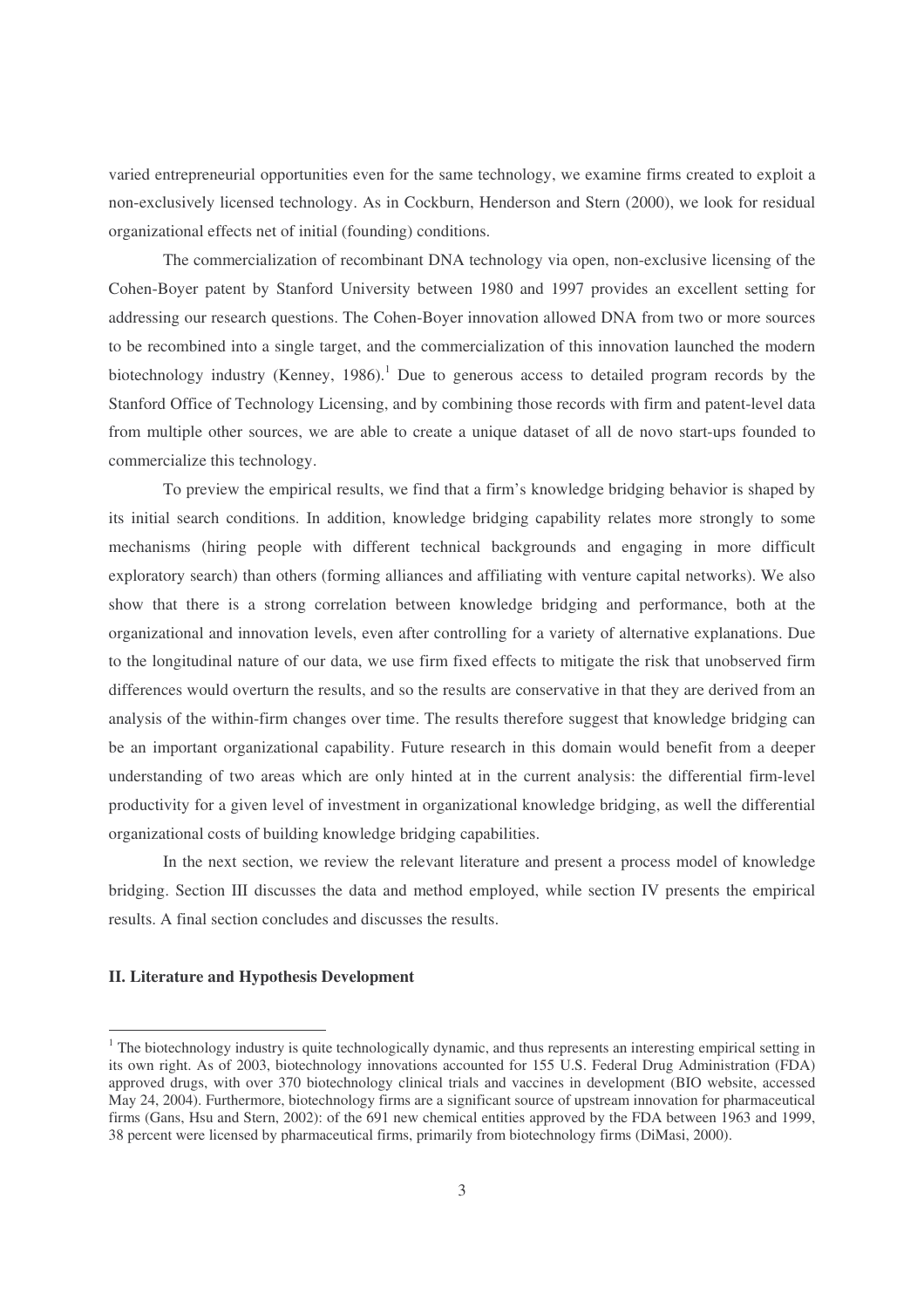varied entrepreneurial opportunities even for the same technology, we examine firms created to exploit a non-exclusively licensed technology. As in Cockburn, Henderson and Stern (2000), we look for residual organizational effects net of initial (founding) conditions.

The commercialization of recombinant DNA technology via open, non-exclusive licensing of the Cohen-Boyer patent by Stanford University between 1980 and 1997 provides an excellent setting for addressing our research questions. The Cohen-Boyer innovation allowed DNA from two or more sources to be recombined into a single target, and the commercialization of this innovation launched the modern biotechnology industry (Kenney, 1986).[1] Due to generous access to detailed program records by the Stanford Office of Technology Licensing, and by combining those records with firm and patent-level data from multiple other sources, we are able to create a unique dataset of all de novo start-ups founded to commercialize this technology.

To preview the empirical results, we find that a firm's knowledge bridging behavior is shaped by its initial search conditions. In addition, knowledge bridging capability relates more strongly to some mechanisms (hiring people with different technical backgrounds and engaging in more difficult exploratory search) than others (forming alliances and affiliating with venture capital networks). We also show that there is a strong correlation between knowledge bridging and performance, both at the organizational and innovation levels, even after controlling for a variety of alternative explanations. Due to the longitudinal nature of our data, we use firm fixed effects to mitigate the risk that unobserved firm differences would overturn the results, and so the results are conservative in that they are derived from an analysis of the within-firm changes over time. The results therefore suggest that knowledge bridging can be an important organizational capability. Future research in this domain would benefit from a deeper understanding of two areas which are only hinted at in the current analysis: the differential firm-level productivity for a given level of investment in organizational knowledge bridging, as well the differential organizational costs of building knowledge bridging capabilities.

In the next section, we review the relevant literature and present a process model of knowledge bridging. Section III discusses the data and method employed, while section IV presents the empirical results. A final section concludes and discusses the results.

## II. Literature and Hypothesis Development

[1] The biotechnology industry is quite technologically dynamic, and thus represents an interesting empirical setting in its own right. As of 2003, biotechnology innovations accounted for 155 U.S. Federal Drug Administration (FDA) approved drugs, with over 370 biotechnology clinical trials and vaccines in development (BIO website, accessed May 24, 2004). Furthermore, biotechnology firms are a significant source of upstream innovation for pharmaceutical firms (Gans, Hsu and Stern, 2002): of the 691 new chemical entities approved by the FDA between 1963 and 1999, 38 percent were licensed by pharmaceutical firms, primarily from biotechnology firms (DiMasi, 2000).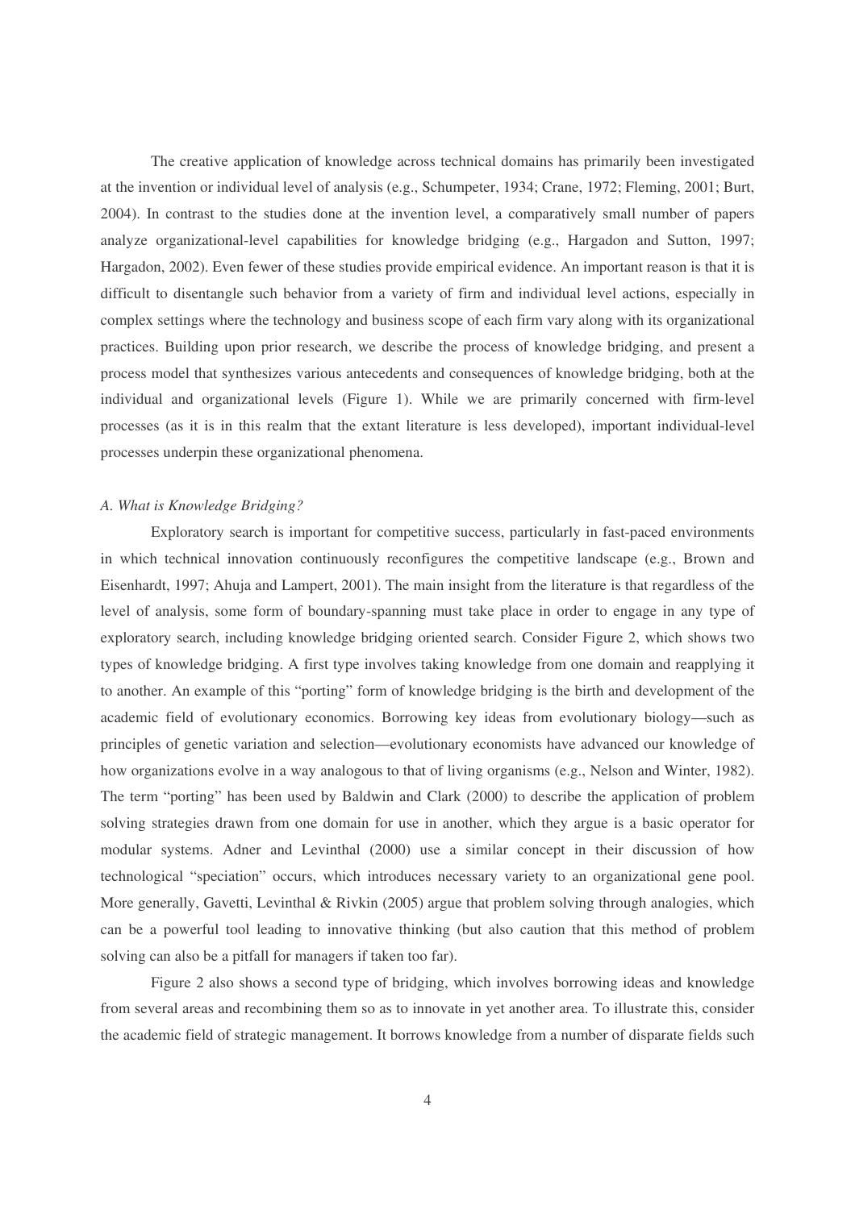The creative application of knowledge across technical domains has primarily been investigated at the invention or individual level of analysis (e.g., Schumpeter, 1934; Crane, 1972; Fleming, 2001; Burt, 2004). In contrast to the studies done at the invention level, a comparatively small number of papers analyze organizational-level capabilities for knowledge bridging (e.g., Hargadon and Sutton, 1997; Hargadon, 2002). Even fewer of these studies provide empirical evidence. An important reason is that it is difficult to disentangle such behavior from a variety of firm and individual level actions, especially in complex settings where the technology and business scope of each firm vary along with its organizational practices. Building upon prior research, we describe the process of knowledge bridging, and present a process model that synthesizes various antecedents and consequences of knowledge bridging, both at the individual and organizational levels (Figure 1). While we are primarily concerned with firm-level processes (as it is in this realm that the extant literature is less developed), important individual-level processes underpin these organizational phenomena.

*A. What is Knowledge Bridging?*

Exploratory search is important for competitive success, particularly in fast-paced environments in which technical innovation continuously reconfigures the competitive landscape (e.g., Brown and Eisenhardt, 1997; Ahuja and Lampert, 2001). The main insight from the literature is that regardless of the level of analysis, some form of boundary-spanning must take place in order to engage in any type of exploratory search, including knowledge bridging oriented search. Consider Figure 2, which shows two types of knowledge bridging. A first type involves taking knowledge from one domain and reapplying it to another. An example of this "porting" form of knowledge bridging is the birth and development of the academic field of evolutionary economics. Borrowing key ideas from evolutionary biology—such as principles of genetic variation and selection—evolutionary economists have advanced our knowledge of how organizations evolve in a way analogous to that of living organisms (e.g., Nelson and Winter, 1982). The term "porting" has been used by Baldwin and Clark (2000) to describe the application of problem solving strategies drawn from one domain for use in another, which they argue is a basic operator for modular systems. Adner and Levinthal (2000) use a similar concept in their discussion of how technological "speciation" occurs, which introduces necessary variety to an organizational gene pool. More generally, Gavetti, Levinthal & Rivkin (2005) argue that problem solving through analogies, which can be a powerful tool leading to innovative thinking (but also caution that this method of problem solving can also be a pitfall for managers if taken too far).

Figure 2 also shows a second type of bridging, which involves borrowing ideas and knowledge from several areas and recombining them so as to innovate in yet another area. To illustrate this, consider the academic field of strategic management. It borrows knowledge from a number of disparate fields such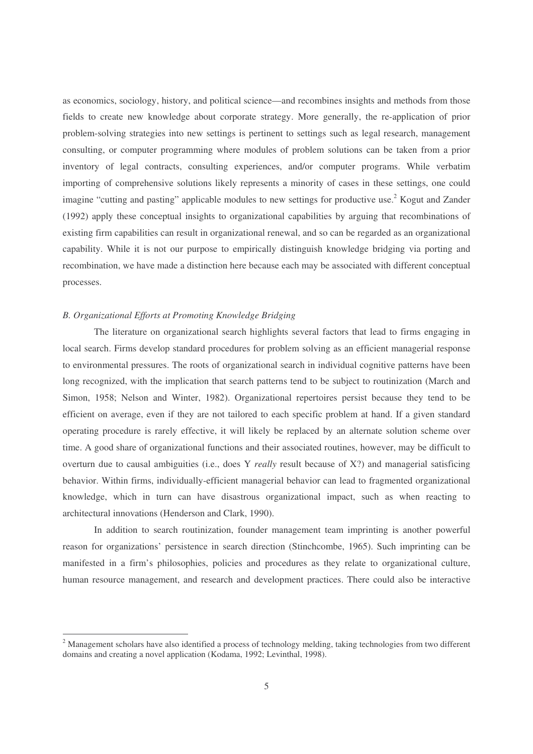as economics, sociology, history, and political science—and recombines insights and methods from those fields to create new knowledge about corporate strategy. More generally, the re-application of prior problem-solving strategies into new settings is pertinent to settings such as legal research, management consulting, or computer programming where modules of problem solutions can be taken from a prior inventory of legal contracts, consulting experiences, and/or computer programs. While verbatim importing of comprehensive solutions likely represents a minority of cases in these settings, one could imagine "cutting and pasting" applicable modules to new settings for productive use.[2] Kogut and Zander (1992) apply these conceptual insights to organizational capabilities by arguing that recombinations of existing firm capabilities can result in organizational renewal, and so can be regarded as an organizational capability. While it is not our purpose to empirically distinguish knowledge bridging via porting and recombination, we have made a distinction here because each may be associated with different conceptual processes.

### *B. Organizational Efforts at Promoting Knowledge Bridging*

The literature on organizational search highlights several factors that lead to firms engaging in local search. Firms develop standard procedures for problem solving as an efficient managerial response to environmental pressures. The roots of organizational search in individual cognitive patterns have been long recognized, with the implication that search patterns tend to be subject to routinization (March and Simon, 1958; Nelson and Winter, 1982). Organizational repertoires persist because they tend to be efficient on average, even if they are not tailored to each specific problem at hand. If a given standard operating procedure is rarely effective, it will likely be replaced by an alternate solution scheme over time. A good share of organizational functions and their associated routines, however, may be difficult to overturn due to causal ambiguities (i.e., does Y *really* result because of X?) and managerial satisficing behavior. Within firms, individually-efficient managerial behavior can lead to fragmented organizational knowledge, which in turn can have disastrous organizational impact, such as when reacting to architectural innovations (Henderson and Clark, 1990).

In addition to search routinization, founder management team imprinting is another powerful reason for organizations' persistence in search direction (Stinchcombe, 1965). Such imprinting can be manifested in a firm's philosophies, policies and procedures as they relate to organizational culture, human resource management, and research and development practices. There could also be interactive

---

[2] Management scholars have also identified a process of technology melding, taking technologies from two different domains and creating a novel application (Kodama, 1992; Levinthal, 1998).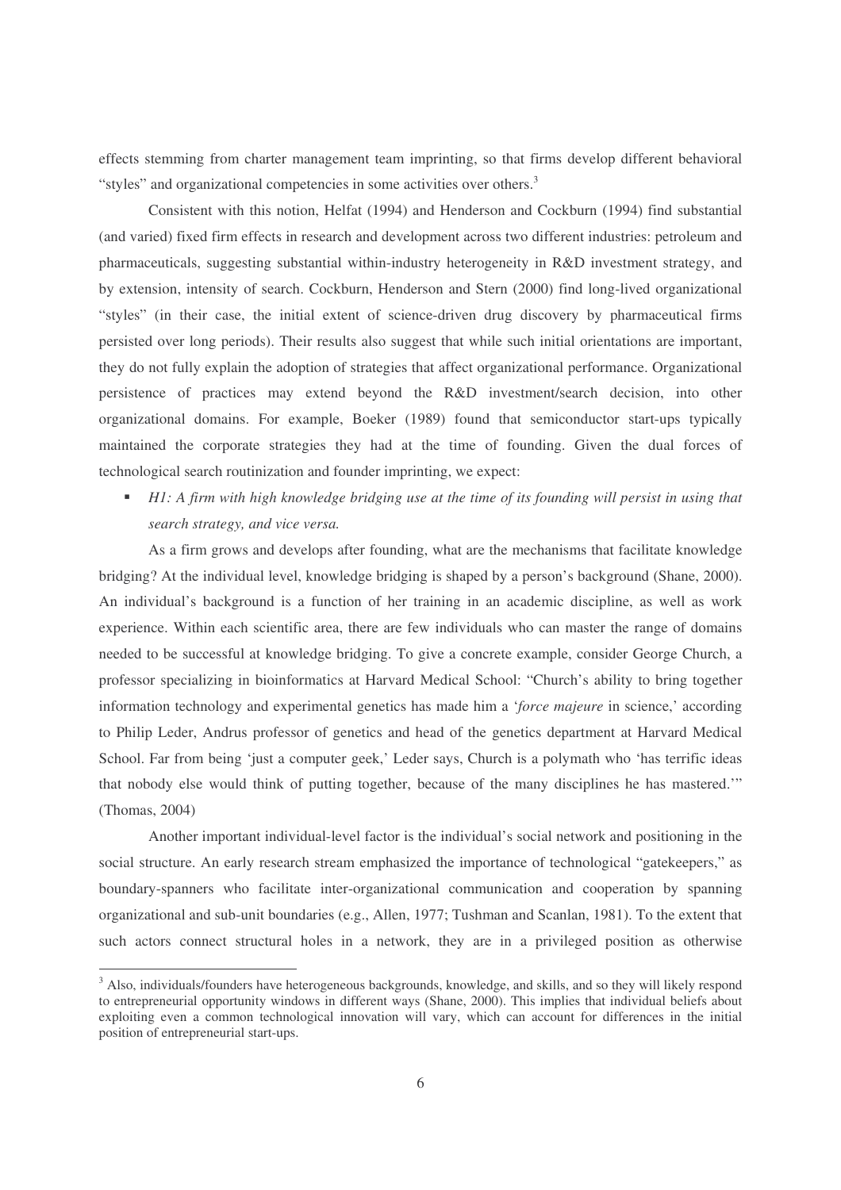effects stemming from charter management team imprinting, so that firms develop different behavioral "styles" and organizational competencies in some activities over others.[3]

Consistent with this notion, Helfat (1994) and Henderson and Cockburn (1994) find substantial (and varied) fixed firm effects in research and development across two different industries: petroleum and pharmaceuticals, suggesting substantial within-industry heterogeneity in R&D investment strategy, and by extension, intensity of search. Cockburn, Henderson and Stern (2000) find long-lived organizational "styles" (in their case, the initial extent of science-driven drug discovery by pharmaceutical firms persisted over long periods). Their results also suggest that while such initial orientations are important, they do not fully explain the adoption of strategies that affect organizational performance. Organizational persistence of practices may extend beyond the R&D investment/search decision, into other organizational domains. For example, Boeker (1989) found that semiconductor start-ups typically maintained the corporate strategies they had at the time of founding. Given the dual forces of technological search routinization and founder imprinting, we expect:

- *H1: A firm with high knowledge bridging use at the time of its founding will persist in using that search strategy, and vice versa.*

As a firm grows and develops after founding, what are the mechanisms that facilitate knowledge bridging? At the individual level, knowledge bridging is shaped by a person's background (Shane, 2000). An individual's background is a function of her training in an academic discipline, as well as work experience. Within each scientific area, there are few individuals who can master the range of domains needed to be successful at knowledge bridging. To give a concrete example, consider George Church, a professor specializing in bioinformatics at Harvard Medical School: "Church's ability to bring together information technology and experimental genetics has made him a '*force majeure* in science,' according to Philip Leder, Andrus professor of genetics and head of the genetics department at Harvard Medical School. Far from being 'just a computer geek,' Leder says, Church is a polymath who 'has terrific ideas that nobody else would think of putting together, because of the many disciplines he has mastered.'" (Thomas, 2004)

Another important individual-level factor is the individual's social network and positioning in the social structure. An early research stream emphasized the importance of technological "gatekeepers," as boundary-spanners who facilitate inter-organizational communication and cooperation by spanning organizational and sub-unit boundaries (e.g., Allen, 1977; Tushman and Scanlan, 1981). To the extent that such actors connect structural holes in a network, they are in a privileged position as otherwise

[3] Also, individuals/founders have heterogeneous backgrounds, knowledge, and skills, and so they will likely respond to entrepreneurial opportunity windows in different ways (Shane, 2000). This implies that individual beliefs about exploiting even a common technological innovation will vary, which can account for differences in the initial position of entrepreneurial start-ups.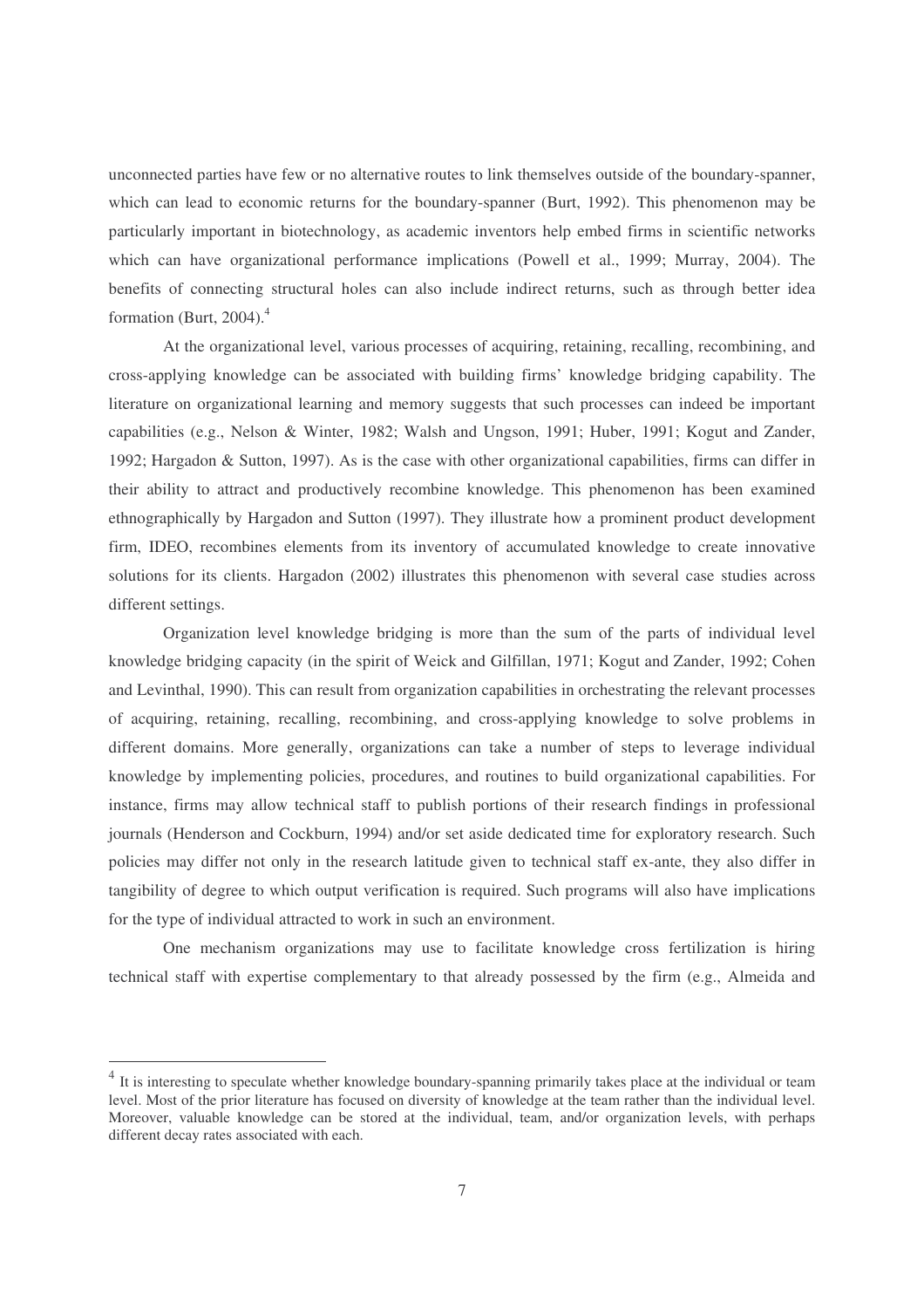unconnected parties have few or no alternative routes to link themselves outside of the boundary-spanner, which can lead to economic returns for the boundary-spanner (Burt, 1992). This phenomenon may be particularly important in biotechnology, as academic inventors help embed firms in scientific networks which can have organizational performance implications (Powell et al., 1999; Murray, 2004). The benefits of connecting structural holes can also include indirect returns, such as through better idea formation (Burt, 2004).[4]

At the organizational level, various processes of acquiring, retaining, recalling, recombining, and cross-applying knowledge can be associated with building firms' knowledge bridging capability. The literature on organizational learning and memory suggests that such processes can indeed be important capabilities (e.g., Nelson & Winter, 1982; Walsh and Ungson, 1991; Huber, 1991; Kogut and Zander, 1992; Hargadon & Sutton, 1997). As is the case with other organizational capabilities, firms can differ in their ability to attract and productively recombine knowledge. This phenomenon has been examined ethnographically by Hargadon and Sutton (1997). They illustrate how a prominent product development firm, IDEO, recombines elements from its inventory of accumulated knowledge to create innovative solutions for its clients. Hargadon (2002) illustrates this phenomenon with several case studies across different settings.

Organization level knowledge bridging is more than the sum of the parts of individual level knowledge bridging capacity (in the spirit of Weick and Gilfillan, 1971; Kogut and Zander, 1992; Cohen and Levinthal, 1990). This can result from organization capabilities in orchestrating the relevant processes of acquiring, retaining, recalling, recombining, and cross-applying knowledge to solve problems in different domains. More generally, organizations can take a number of steps to leverage individual knowledge by implementing policies, procedures, and routines to build organizational capabilities. For instance, firms may allow technical staff to publish portions of their research findings in professional journals (Henderson and Cockburn, 1994) and/or set aside dedicated time for exploratory research. Such policies may differ not only in the research latitude given to technical staff ex-ante, they also differ in tangibility of degree to which output verification is required. Such programs will also have implications for the type of individual attracted to work in such an environment.

One mechanism organizations may use to facilitate knowledge cross fertilization is hiring technical staff with expertise complementary to that already possessed by the firm (e.g., Almeida and

---

[4] It is interesting to speculate whether knowledge boundary-spanning primarily takes place at the individual or team level. Most of the prior literature has focused on diversity of knowledge at the team rather than the individual level. Moreover, valuable knowledge can be stored at the individual, team, and/or organization levels, with perhaps different decay rates associated with each.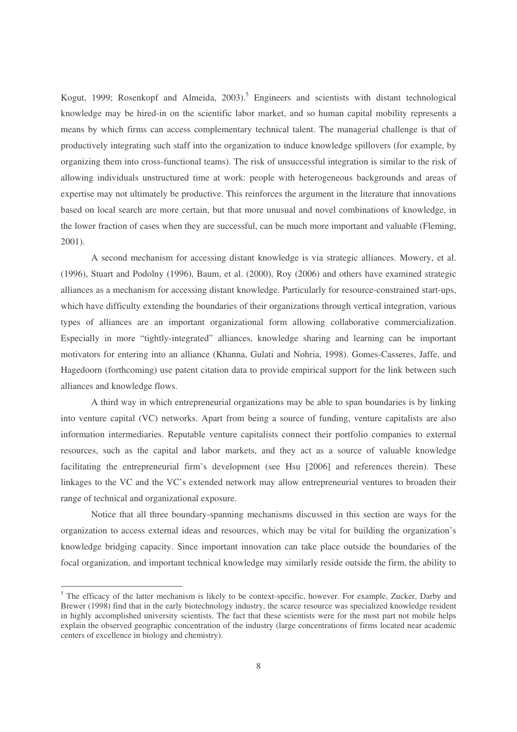Kogut, 1999; Rosenkopf and Almeida, 2003).[5] Engineers and scientists with distant technological knowledge may be hired-in on the scientific labor market, and so human capital mobility represents a means by which firms can access complementary technical talent. The managerial challenge is that of productively integrating such staff into the organization to induce knowledge spillovers (for example, by organizing them into cross-functional teams). The risk of unsuccessful integration is similar to the risk of allowing individuals unstructured time at work: people with heterogeneous backgrounds and areas of expertise may not ultimately be productive. This reinforces the argument in the literature that innovations based on local search are more certain, but that more unusual and novel combinations of knowledge, in the lower fraction of cases when they are successful, can be much more important and valuable (Fleming, 2001).

A second mechanism for accessing distant knowledge is via strategic alliances. Mowery, et al. (1996), Stuart and Podolny (1996), Baum, et al. (2000), Roy (2006) and others have examined strategic alliances as a mechanism for accessing distant knowledge. Particularly for resource-constrained start-ups, which have difficulty extending the boundaries of their organizations through vertical integration, various types of alliances are an important organizational form allowing collaborative commercialization. Especially in more "tightly-integrated" alliances, knowledge sharing and learning can be important motivators for entering into an alliance (Khanna, Gulati and Nohria, 1998). Gomes-Casseres, Jaffe, and Hagedoorn (forthcoming) use patent citation data to provide empirical support for the link between such alliances and knowledge flows.

A third way in which entrepreneurial organizations may be able to span boundaries is by linking into venture capital (VC) networks. Apart from being a source of funding, venture capitalists are also information intermediaries. Reputable venture capitalists connect their portfolio companies to external resources, such as the capital and labor markets, and they act as a source of valuable knowledge facilitating the entrepreneurial firm's development (see Hsu [2006] and references therein). These linkages to the VC and the VC's extended network may allow entrepreneurial ventures to broaden their range of technical and organizational exposure.

Notice that all three boundary-spanning mechanisms discussed in this section are ways for the organization to access external ideas and resources, which may be vital for building the organization's knowledge bridging capacity. Since important innovation can take place outside the boundaries of the focal organization, and important technical knowledge may similarly reside outside the firm, the ability to

---

[5] The efficacy of the latter mechanism is likely to be context-specific, however. For example, Zucker, Darby and Brewer (1998) find that in the early biotechnology industry, the scarce resource was specialized knowledge resident in highly accomplished university scientists. The fact that these scientists were for the most part not mobile helps explain the observed geographic concentration of the industry (large concentrations of firms located near academic centers of excellence in biology and chemistry).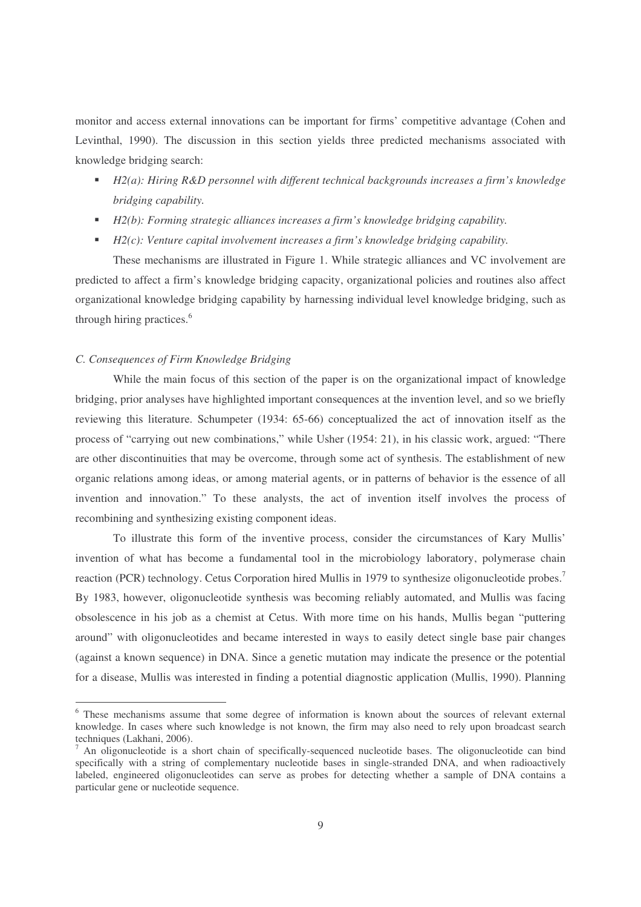monitor and access external innovations can be important for firms' competitive advantage (Cohen and Levinthal, 1990). The discussion in this section yields three predicted mechanisms associated with knowledge bridging search:

- *H2(a): Hiring R&D personnel with different technical backgrounds increases a firm's knowledge bridging capability.*
- *H2(b): Forming strategic alliances increases a firm's knowledge bridging capability.*
- *H2(c): Venture capital involvement increases a firm's knowledge bridging capability.*

These mechanisms are illustrated in Figure 1. While strategic alliances and VC involvement are predicted to affect a firm's knowledge bridging capacity, organizational policies and routines also affect organizational knowledge bridging capability by harnessing individual level knowledge bridging, such as through hiring practices.[6]

### *C. Consequences of Firm Knowledge Bridging*

While the main focus of this section of the paper is on the organizational impact of knowledge bridging, prior analyses have highlighted important consequences at the invention level, and so we briefly reviewing this literature. Schumpeter (1934: 65-66) conceptualized the act of innovation itself as the process of "carrying out new combinations," while Usher (1954: 21), in his classic work, argued: "There are other discontinuities that may be overcome, through some act of synthesis. The establishment of new organic relations among ideas, or among material agents, or in patterns of behavior is the essence of all invention and innovation." To these analysts, the act of invention itself involves the process of recombining and synthesizing existing component ideas.

To illustrate this form of the inventive process, consider the circumstances of Kary Mullis' invention of what has become a fundamental tool in the microbiology laboratory, polymerase chain reaction (PCR) technology. Cetus Corporation hired Mullis in 1979 to synthesize oligonucleotide probes.[7] By 1983, however, oligonucleotide synthesis was becoming reliably automated, and Mullis was facing obsolescence in his job as a chemist at Cetus. With more time on his hands, Mullis began "puttering around" with oligonucleotides and became interested in ways to easily detect single base pair changes (against a known sequence) in DNA. Since a genetic mutation may indicate the presence or the potential for a disease, Mullis was interested in finding a potential diagnostic application (Mullis, 1990). Planning

---

[6] These mechanisms assume that some degree of information is known about the sources of relevant external knowledge. In cases where such knowledge is not known, the firm may also need to rely upon broadcast search techniques (Lakhani, 2006).

[7] An oligonucleotide is a short chain of specifically-sequenced nucleotide bases. The oligonucleotide can bind specifically with a string of complementary nucleotide bases in single-stranded DNA, and when radioactively labeled, engineered oligonucleotides can serve as probes for detecting whether a sample of DNA contains a particular gene or nucleotide sequence.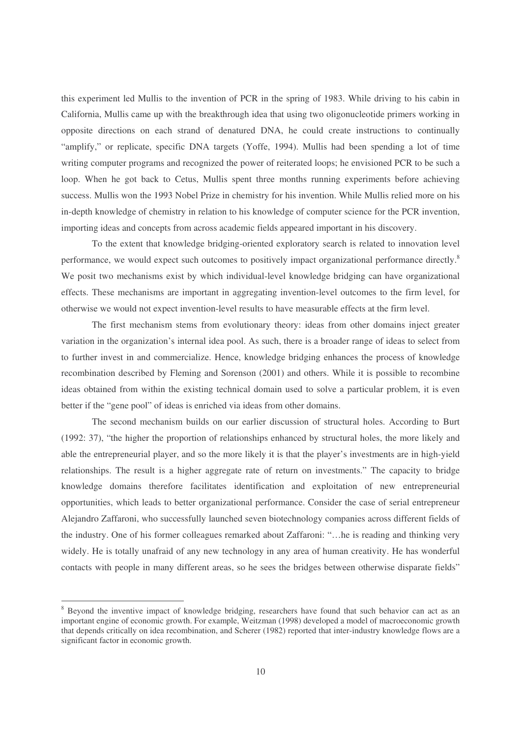this experiment led Mullis to the invention of PCR in the spring of 1983. While driving to his cabin in California, Mullis came up with the breakthrough idea that using two oligonucleotide primers working in opposite directions on each strand of denatured DNA, he could create instructions to continually "amplify," or replicate, specific DNA targets (Yoffe, 1994). Mullis had been spending a lot of time writing computer programs and recognized the power of reiterated loops; he envisioned PCR to be such a loop. When he got back to Cetus, Mullis spent three months running experiments before achieving success. Mullis won the 1993 Nobel Prize in chemistry for his invention. While Mullis relied more on his in-depth knowledge of chemistry in relation to his knowledge of computer science for the PCR invention, importing ideas and concepts from across academic fields appeared important in his discovery.

To the extent that knowledge bridging-oriented exploratory search is related to innovation level performance, we would expect such outcomes to positively impact organizational performance directly.[8] We posit two mechanisms exist by which individual-level knowledge bridging can have organizational effects. These mechanisms are important in aggregating invention-level outcomes to the firm level, for otherwise we would not expect invention-level results to have measurable effects at the firm level.

The first mechanism stems from evolutionary theory: ideas from other domains inject greater variation in the organization's internal idea pool. As such, there is a broader range of ideas to select from to further invest in and commercialize. Hence, knowledge bridging enhances the process of knowledge recombination described by Fleming and Sorenson (2001) and others. While it is possible to recombine ideas obtained from within the existing technical domain used to solve a particular problem, it is even better if the "gene pool" of ideas is enriched via ideas from other domains.

The second mechanism builds on our earlier discussion of structural holes. According to Burt (1992: 37), "the higher the proportion of relationships enhanced by structural holes, the more likely and able the entrepreneurial player, and so the more likely it is that the player's investments are in high-yield relationships. The result is a higher aggregate rate of return on investments." The capacity to bridge knowledge domains therefore facilitates identification and exploitation of new entrepreneurial opportunities, which leads to better organizational performance. Consider the case of serial entrepreneur Alejandro Zaffaroni, who successfully launched seven biotechnology companies across different fields of the industry. One of his former colleagues remarked about Zaffaroni: "…he is reading and thinking very widely. He is totally unafraid of any new technology in any area of human creativity. He has wonderful contacts with people in many different areas, so he sees the bridges between otherwise disparate fields"

[8] Beyond the inventive impact of knowledge bridging, researchers have found that such behavior can act as an important engine of economic growth. For example, Weitzman (1998) developed a model of macroeconomic growth that depends critically on idea recombination, and Scherer (1982) reported that inter-industry knowledge flows are a significant factor in economic growth.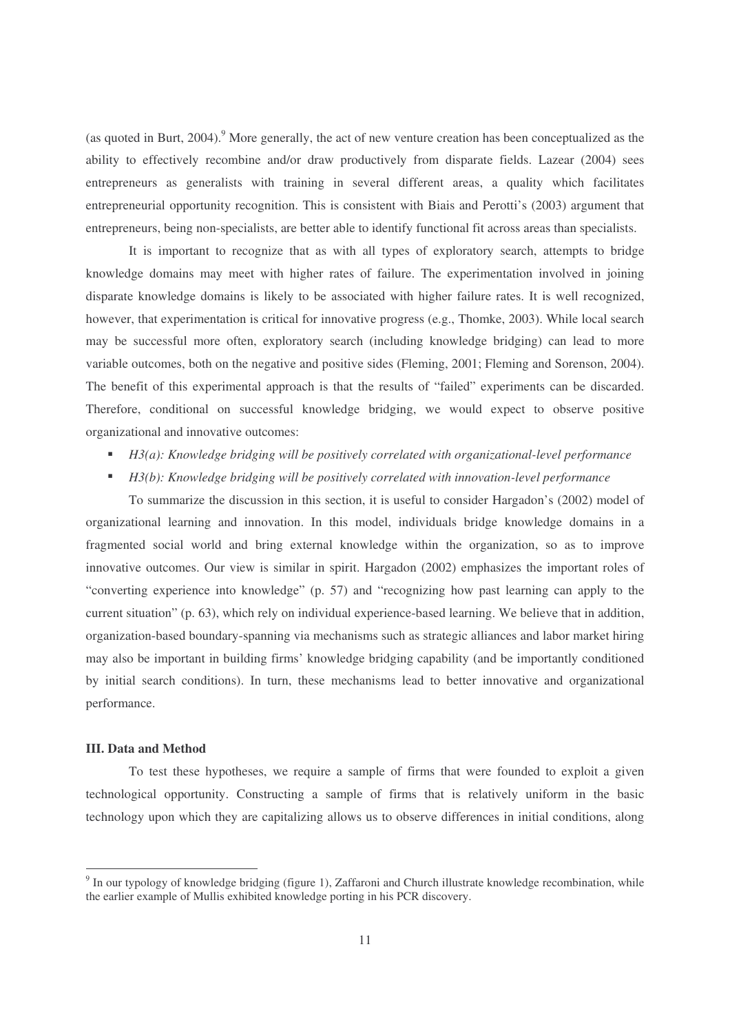(as quoted in Burt, 2004).[9] More generally, the act of new venture creation has been conceptualized as the ability to effectively recombine and/or draw productively from disparate fields. Lazear (2004) sees entrepreneurs as generalists with training in several different areas, a quality which facilitates entrepreneurial opportunity recognition. This is consistent with Biais and Perotti's (2003) argument that entrepreneurs, being non-specialists, are better able to identify functional fit across areas than specialists.

It is important to recognize that as with all types of exploratory search, attempts to bridge knowledge domains may meet with higher rates of failure. The experimentation involved in joining disparate knowledge domains is likely to be associated with higher failure rates. It is well recognized, however, that experimentation is critical for innovative progress (e.g., Thomke, 2003). While local search may be successful more often, exploratory search (including knowledge bridging) can lead to more variable outcomes, both on the negative and positive sides (Fleming, 2001; Fleming and Sorenson, 2004). The benefit of this experimental approach is that the results of "failed" experiments can be discarded. Therefore, conditional on successful knowledge bridging, we would expect to observe positive organizational and innovative outcomes:

- *H3(a): Knowledge bridging will be positively correlated with organizational-level performance*
- *H3(b): Knowledge bridging will be positively correlated with innovation-level performance*

To summarize the discussion in this section, it is useful to consider Hargadon's (2002) model of organizational learning and innovation. In this model, individuals bridge knowledge domains in a fragmented social world and bring external knowledge within the organization, so as to improve innovative outcomes. Our view is similar in spirit. Hargadon (2002) emphasizes the important roles of "converting experience into knowledge" (p. 57) and "recognizing how past learning can apply to the current situation" (p. 63), which rely on individual experience-based learning. We believe that in addition, organization-based boundary-spanning via mechanisms such as strategic alliances and labor market hiring may also be important in building firms' knowledge bridging capability (and be importantly conditioned by initial search conditions). In turn, these mechanisms lead to better innovative and organizational performance.

### III. Data and Method

To test these hypotheses, we require a sample of firms that were founded to exploit a given technological opportunity. Constructing a sample of firms that is relatively uniform in the basic technology upon which they are capitalizing allows us to observe differences in initial conditions, along

[9] In our typology of knowledge bridging (figure 1), Zaffaroni and Church illustrate knowledge recombination, while the earlier example of Mullis exhibited knowledge porting in his PCR discovery.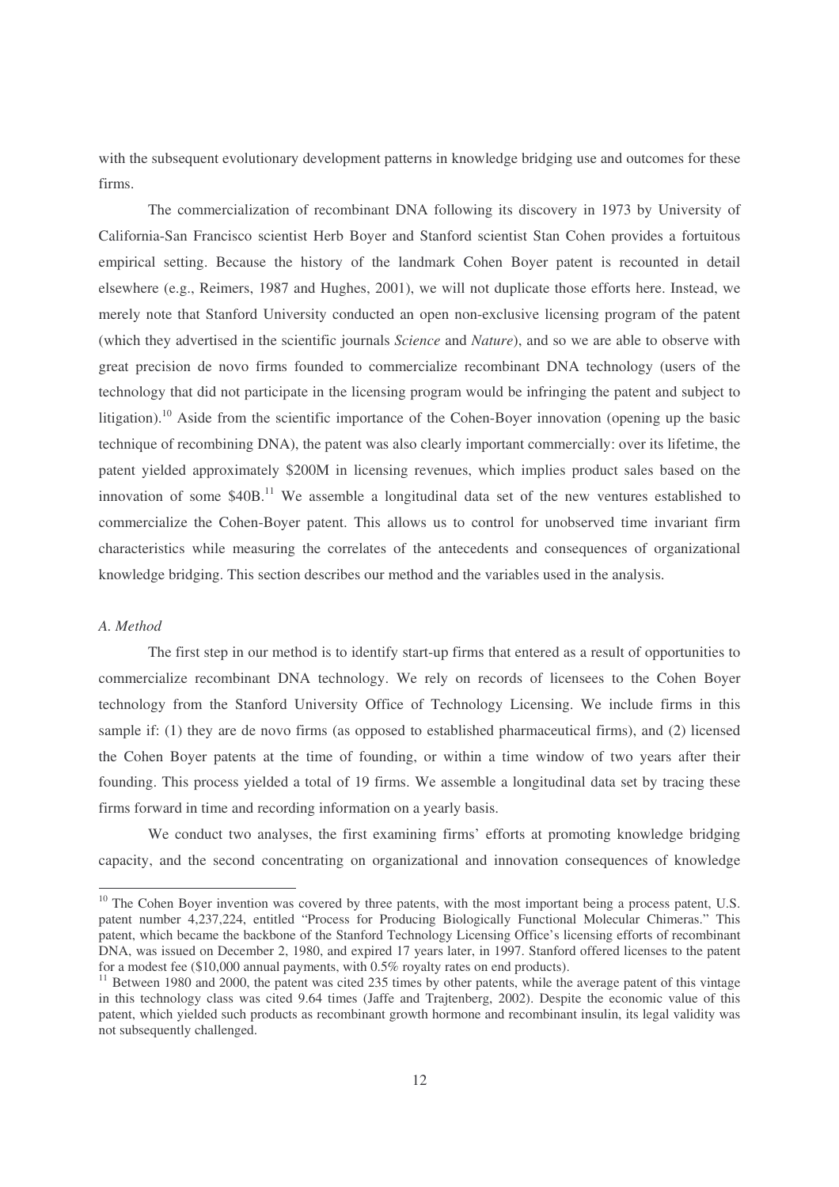with the subsequent evolutionary development patterns in knowledge bridging use and outcomes for these firms.

The commercialization of recombinant DNA following its discovery in 1973 by University of California-San Francisco scientist Herb Boyer and Stanford scientist Stan Cohen provides a fortuitous empirical setting. Because the history of the landmark Cohen Boyer patent is recounted in detail elsewhere (e.g., Reimers, 1987 and Hughes, 2001), we will not duplicate those efforts here. Instead, we merely note that Stanford University conducted an open non-exclusive licensing program of the patent (which they advertised in the scientific journals *Science* and *Nature*), and so we are able to observe with great precision de novo firms founded to commercialize recombinant DNA technology (users of the technology that did not participate in the licensing program would be infringing the patent and subject to litigation).[10] Aside from the scientific importance of the Cohen-Boyer innovation (opening up the basic technique of recombining DNA), the patent was also clearly important commercially: over its lifetime, the patent yielded approximately $200M in licensing revenues, which implies product sales based on the innovation of some $40B.[11] We assemble a longitudinal data set of the new ventures established to commercialize the Cohen-Boyer patent. This allows us to control for unobserved time invariant firm characteristics while measuring the correlates of the antecedents and consequences of organizational knowledge bridging. This section describes our method and the variables used in the analysis.

*A. Method*

The first step in our method is to identify start-up firms that entered as a result of opportunities to commercialize recombinant DNA technology. We rely on records of licensees to the Cohen Boyer technology from the Stanford University Office of Technology Licensing. We include firms in this sample if: (1) they are de novo firms (as opposed to established pharmaceutical firms), and (2) licensed the Cohen Boyer patents at the time of founding, or within a time window of two years after their founding. This process yielded a total of 19 firms. We assemble a longitudinal data set by tracing these firms forward in time and recording information on a yearly basis.

We conduct two analyses, the first examining firms' efforts at promoting knowledge bridging capacity, and the second concentrating on organizational and innovation consequences of knowledge

[10] The Cohen Boyer invention was covered by three patents, with the most important being a process patent, U.S. patent number 4,237,224, entitled "Process for Producing Biologically Functional Molecular Chimeras." This patent, which became the backbone of the Stanford Technology Licensing Office's licensing efforts of recombinant DNA, was issued on December 2, 1980, and expired 17 years later, in 1997. Stanford offered licenses to the patent for a modest fee ($10,000 annual payments, with 0.5% royalty rates on end products).

[11] Between 1980 and 2000, the patent was cited 235 times by other patents, while the average patent of this vintage in this technology class was cited 9.64 times (Jaffe and Trajtenberg, 2002). Despite the economic value of this patent, which yielded such products as recombinant growth hormone and recombinant insulin, its legal validity was not subsequently challenged.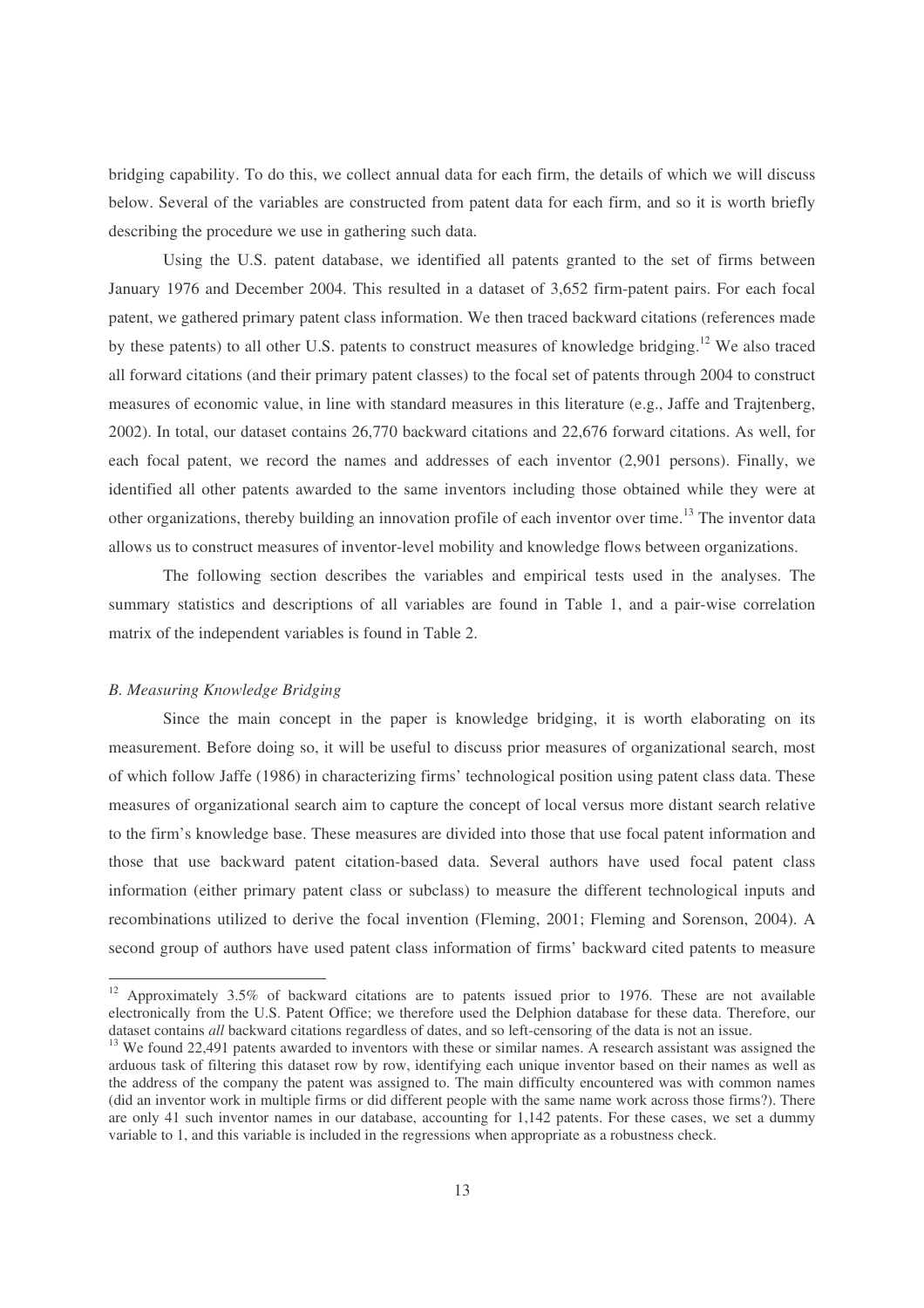bridging capability. To do this, we collect annual data for each firm, the details of which we will discuss below. Several of the variables are constructed from patent data for each firm, and so it is worth briefly describing the procedure we use in gathering such data.

Using the U.S. patent database, we identified all patents granted to the set of firms between January 1976 and December 2004. This resulted in a dataset of 3,652 firm-patent pairs. For each focal patent, we gathered primary patent class information. We then traced backward citations (references made by these patents) to all other U.S. patents to construct measures of knowledge bridging.[12] We also traced all forward citations (and their primary patent classes) to the focal set of patents through 2004 to construct measures of economic value, in line with standard measures in this literature (e.g., Jaffe and Trajtenberg, 2002). In total, our dataset contains 26,770 backward citations and 22,676 forward citations. As well, for each focal patent, we record the names and addresses of each inventor (2,901 persons). Finally, we identified all other patents awarded to the same inventors including those obtained while they were at other organizations, thereby building an innovation profile of each inventor over time.[13] The inventor data allows us to construct measures of inventor-level mobility and knowledge flows between organizations.

The following section describes the variables and empirical tests used in the analyses. The summary statistics and descriptions of all variables are found in Table 1, and a pair-wise correlation matrix of the independent variables is found in Table 2.

### *B. Measuring Knowledge Bridging*

Since the main concept in the paper is knowledge bridging, it is worth elaborating on its measurement. Before doing so, it will be useful to discuss prior measures of organizational search, most of which follow Jaffe (1986) in characterizing firms' technological position using patent class data. These measures of organizational search aim to capture the concept of local versus more distant search relative to the firm's knowledge base. These measures are divided into those that use focal patent information and those that use backward patent citation-based data. Several authors have used focal patent class information (either primary patent class or subclass) to measure the different technological inputs and recombinations utilized to derive the focal invention (Fleming, 2001; Fleming and Sorenson, 2004). A second group of authors have used patent class information of firms' backward cited patents to measure

---

[12] Approximately 3.5% of backward citations are to patents issued prior to 1976. These are not available electronically from the U.S. Patent Office; we therefore used the Delphion database for these data. Therefore, our dataset contains *all* backward citations regardless of dates, and so left-censoring of the data is not an issue.

[13] We found 22,491 patents awarded to inventors with these or similar names. A research assistant was assigned the arduous task of filtering this dataset row by row, identifying each unique inventor based on their names as well as the address of the company the patent was assigned to. The main difficulty encountered was with common names (did an inventor work in multiple firms or did different people with the same name work across those firms?). There are only 41 such inventor names in our database, accounting for 1,142 patents. For these cases, we set a dummy variable to 1, and this variable is included in the regressions when appropriate as a robustness check.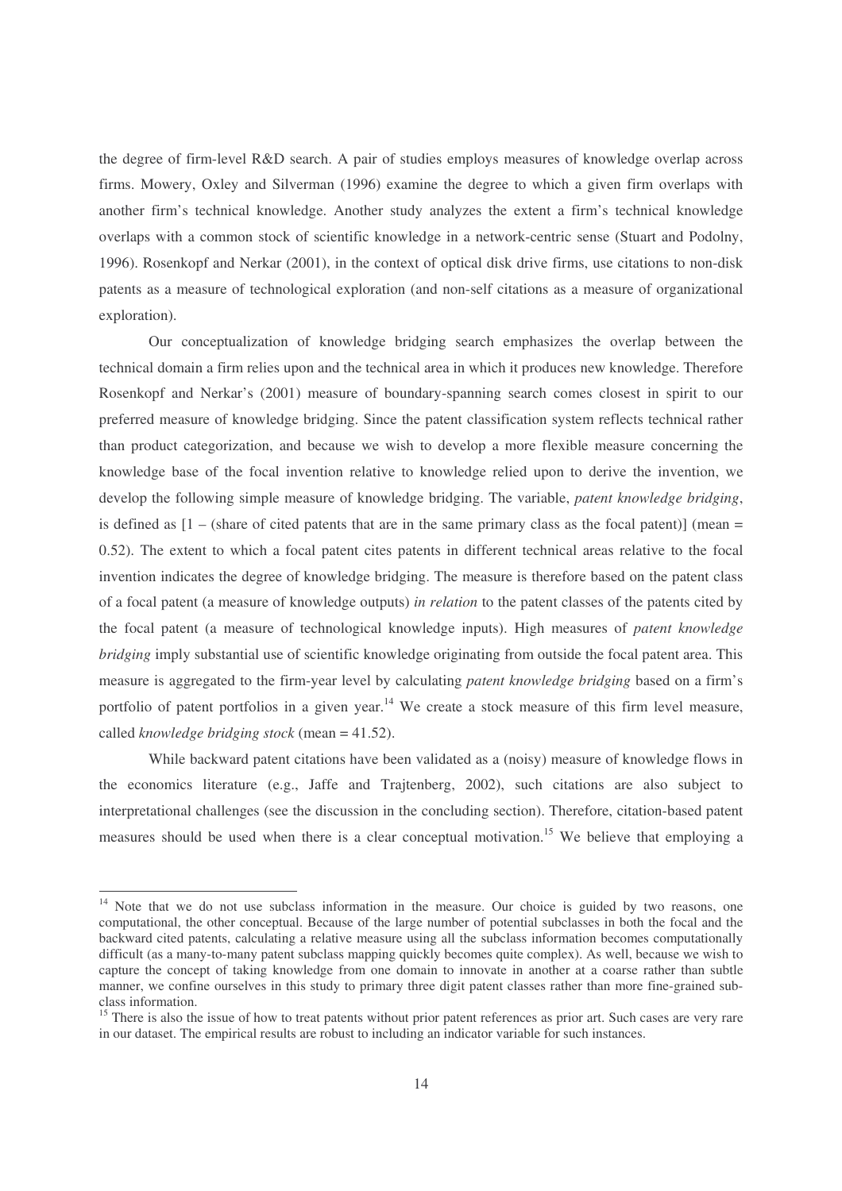the degree of firm-level R&D search. A pair of studies employs measures of knowledge overlap across firms. Mowery, Oxley and Silverman (1996) examine the degree to which a given firm overlaps with another firm's technical knowledge. Another study analyzes the extent a firm's technical knowledge overlaps with a common stock of scientific knowledge in a network-centric sense (Stuart and Podolny, 1996). Rosenkopf and Nerkar (2001), in the context of optical disk drive firms, use citations to non-disk patents as a measure of technological exploration (and non-self citations as a measure of organizational exploration).

Our conceptualization of knowledge bridging search emphasizes the overlap between the technical domain a firm relies upon and the technical area in which it produces new knowledge. Therefore Rosenkopf and Nerkar's (2001) measure of boundary-spanning search comes closest in spirit to our preferred measure of knowledge bridging. Since the patent classification system reflects technical rather than product categorization, and because we wish to develop a more flexible measure concerning the knowledge base of the focal invention relative to knowledge relied upon to derive the invention, we develop the following simple measure of knowledge bridging. The variable, *patent knowledge bridging*, is defined as [1 – (share of cited patents that are in the same primary class as the focal patent)] (mean = 0.52). The extent to which a focal patent cites patents in different technical areas relative to the focal invention indicates the degree of knowledge bridging. The measure is therefore based on the patent class of a focal patent (a measure of knowledge outputs) *in relation* to the patent classes of the patents cited by the focal patent (a measure of technological knowledge inputs). High measures of *patent knowledge bridging* imply substantial use of scientific knowledge originating from outside the focal patent area. This measure is aggregated to the firm-year level by calculating *patent knowledge bridging* based on a firm's portfolio of patent portfolios in a given year.[14] We create a stock measure of this firm level measure, called *knowledge bridging stock* (mean = 41.52).

While backward patent citations have been validated as a (noisy) measure of knowledge flows in the economics literature (e.g., Jaffe and Trajtenberg, 2002), such citations are also subject to interpretational challenges (see the discussion in the concluding section). Therefore, citation-based patent measures should be used when there is a clear conceptual motivation.[15] We believe that employing a

---

[14] Note that we do not use subclass information in the measure. Our choice is guided by two reasons, one computational, the other conceptual. Because of the large number of potential subclasses in both the focal and the backward cited patents, calculating a relative measure using all the subclass information becomes computationally difficult (as a many-to-many patent subclass mapping quickly becomes quite complex). As well, because we wish to capture the concept of taking knowledge from one domain to innovate in another at a coarse rather than subtle manner, we confine ourselves in this study to primary three digit patent classes rather than more fine-grained sub-class information.

[15] There is also the issue of how to treat patents without prior patent references as prior art. Such cases are very rare in our dataset. The empirical results are robust to including an indicator variable for such instances.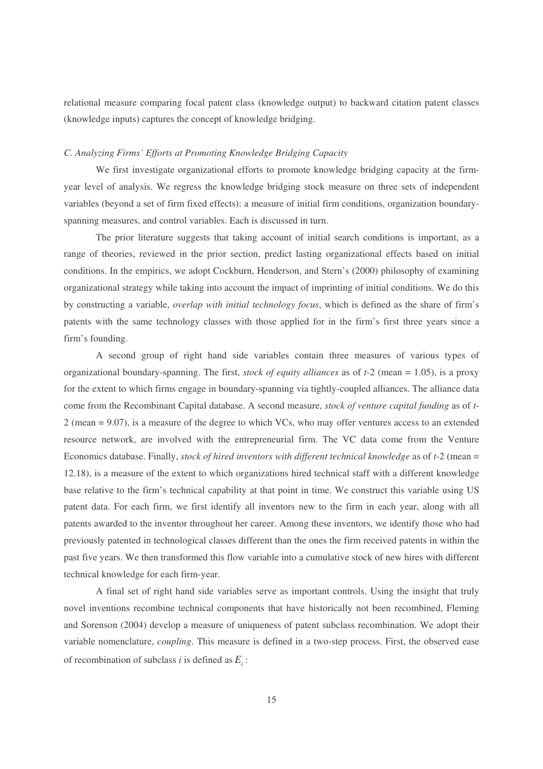relational measure comparing focal patent class (knowledge output) to backward citation patent classes (knowledge inputs) captures the concept of knowledge bridging.

### *C. Analyzing Firms' Efforts at Promoting Knowledge Bridging Capacity*

We first investigate organizational efforts to promote knowledge bridging capacity at the firm-year level of analysis. We regress the knowledge bridging stock measure on three sets of independent variables (beyond a set of firm fixed effects): a measure of initial firm conditions, organization boundary-spanning measures, and control variables. Each is discussed in turn.

The prior literature suggests that taking account of initial search conditions is important, as a range of theories, reviewed in the prior section, predict lasting organizational effects based on initial conditions. In the empirics, we adopt Cockburn, Henderson, and Stern's (2000) philosophy of examining organizational strategy while taking into account the impact of imprinting of initial conditions. We do this by constructing a variable, *overlap with initial technology focus*, which is defined as the share of firm's patents with the same technology classes with those applied for in the firm's first three years since a firm's founding.

A second group of right hand side variables contain three measures of various types of organizational boundary-spanning. The first, *stock of equity alliances* as of *t*-2 (mean = 1.05), is a proxy for the extent to which firms engage in boundary-spanning via tightly-coupled alliances. The alliance data come from the Recombinant Capital database. A second measure, *stock of venture capital funding* as of *t*-2 (mean = 9.07), is a measure of the degree to which VCs, who may offer ventures access to an extended resource network, are involved with the entrepreneurial firm. The VC data come from the Venture Economics database. Finally, *stock of hired inventors with different technical knowledge* as of *t*-2 (mean = 12.18), is a measure of the extent to which organizations hired technical staff with a different knowledge base relative to the firm's technical capability at that point in time. We construct this variable using US patent data. For each firm, we first identify all inventors new to the firm in each year, along with all patents awarded to the inventor throughout her career. Among these inventors, we identify those who had previously patented in technological classes different than the ones the firm received patents in within the past five years. We then transformed this flow variable into a cumulative stock of new hires with different technical knowledge for each firm-year.

A final set of right hand side variables serve as important controls. Using the insight that truly novel inventions recombine technical components that have historically not been recombined, Fleming and Sorenson (2004) develop a measure of uniqueness of patent subclass recombination. We adopt their variable nomenclature, *coupling*. This measure is defined in a two-step process. First, the observed ease of recombination of subclass *i* is defined as $E_i$: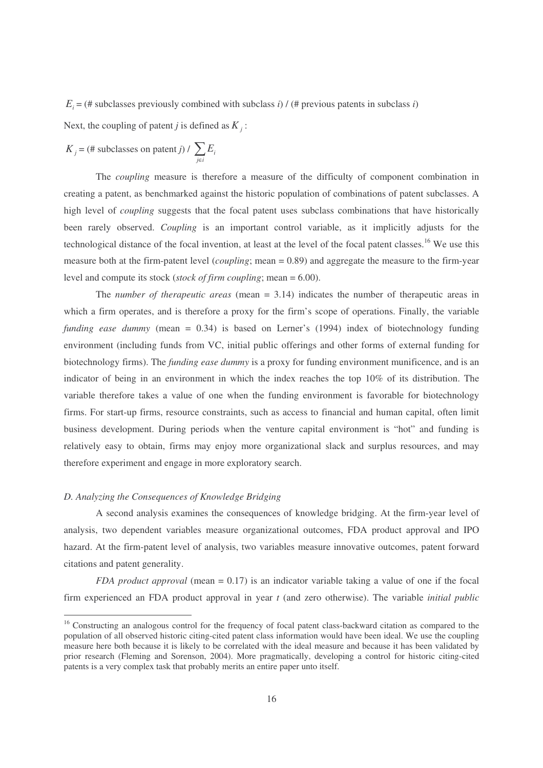$E_i$ = (# subclasses previously combined with subclass $i$) / (# previous patents in subclass $i$)

Next, the coupling of patent $j$ is defined as $K_j$:

$$K_j = (\text{\# subclasses on patent } j) \,/\, \sum_{j \in i} E_i$$

The *coupling* measure is therefore a measure of the difficulty of component combination in creating a patent, as benchmarked against the historic population of combinations of patent subclasses. A high level of *coupling* suggests that the focal patent uses subclass combinations that have historically been rarely observed. *Coupling* is an important control variable, as it implicitly adjusts for the technological distance of the focal invention, at least at the level of the focal patent classes.[16] We use this measure both at the firm-patent level (*coupling*; mean = 0.89) and aggregate the measure to the firm-year level and compute its stock (*stock of firm coupling*; mean = 6.00).

The *number of therapeutic areas* (mean = 3.14) indicates the number of therapeutic areas in which a firm operates, and is therefore a proxy for the firm's scope of operations. Finally, the variable *funding ease dummy* (mean = 0.34) is based on Lerner's (1994) index of biotechnology funding environment (including funds from VC, initial public offerings and other forms of external funding for biotechnology firms). The *funding ease dummy* is a proxy for funding environment munificence, and is an indicator of being in an environment in which the index reaches the top 10% of its distribution. The variable therefore takes a value of one when the funding environment is favorable for biotechnology firms. For start-up firms, resource constraints, such as access to financial and human capital, often limit business development. During periods when the venture capital environment is "hot" and funding is relatively easy to obtain, firms may enjoy more organizational slack and surplus resources, and may therefore experiment and engage in more exploratory search.

### *D. Analyzing the Consequences of Knowledge Bridging*

A second analysis examines the consequences of knowledge bridging. At the firm-year level of analysis, two dependent variables measure organizational outcomes, FDA product approval and IPO hazard. At the firm-patent level of analysis, two variables measure innovative outcomes, patent forward citations and patent generality.

*FDA product approval* (mean = 0.17) is an indicator variable taking a value of one if the focal firm experienced an FDA product approval in year $t$ (and zero otherwise). The variable *initial public*

[16] Constructing an analogous control for the frequency of focal patent class-backward citation as compared to the population of all observed historic citing-cited patent class information would have been ideal. We use the coupling measure here both because it is likely to be correlated with the ideal measure and because it has been validated by prior research (Fleming and Sorenson, 2004). More pragmatically, developing a control for historic citing-cited patents is a very complex task that probably merits an entire paper unto itself.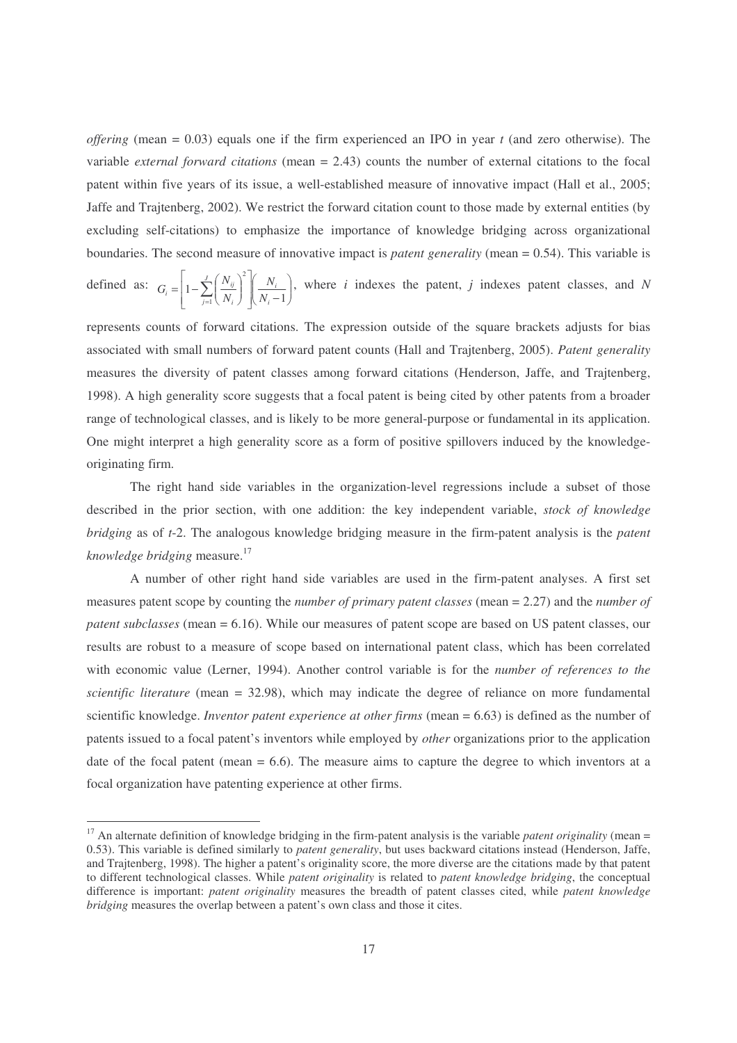*offering* (mean = 0.03) equals one if the firm experienced an IPO in year *t* (and zero otherwise). The variable *external forward citations* (mean = 2.43) counts the number of external citations to the focal patent within five years of its issue, a well-established measure of innovative impact (Hall et al., 2005; Jaffe and Trajtenberg, 2002). We restrict the forward citation count to those made by external entities (by excluding self-citations) to emphasize the importance of knowledge bridging across organizational boundaries. The second measure of innovative impact is *patent generality* (mean = 0.54). This variable is defined as: $G_i = \left[1 - \sum_{j=1}^{J} \left(\frac{N_{ij}}{N_i}\right)^2\right]\left(\frac{N_i}{N_i - 1}\right)$, where $i$ indexes the patent, $j$ indexes patent classes, and $N$ represents counts of forward citations. The expression outside of the square brackets adjusts for bias associated with small numbers of forward patent counts (Hall and Trajtenberg, 2005). *Patent generality* measures the diversity of patent classes among forward citations (Henderson, Jaffe, and Trajtenberg, 1998). A high generality score suggests that a focal patent is being cited by other patents from a broader range of technological classes, and is likely to be more general-purpose or fundamental in its application. One might interpret a high generality score as a form of positive spillovers induced by the knowledge-originating firm.

The right hand side variables in the organization-level regressions include a subset of those described in the prior section, with one addition: the key independent variable, *stock of knowledge bridging* as of *t*-2. The analogous knowledge bridging measure in the firm-patent analysis is the *patent knowledge bridging* measure.[17]

A number of other right hand side variables are used in the firm-patent analyses. A first set measures patent scope by counting the *number of primary patent classes* (mean = 2.27) and the *number of patent subclasses* (mean = 6.16). While our measures of patent scope are based on US patent classes, our results are robust to a measure of scope based on international patent class, which has been correlated with economic value (Lerner, 1994). Another control variable is for the *number of references to the scientific literature* (mean = 32.98), which may indicate the degree of reliance on more fundamental scientific knowledge. *Inventor patent experience at other firms* (mean = 6.63) is defined as the number of patents issued to a focal patent's inventors while employed by *other* organizations prior to the application date of the focal patent (mean = 6.6). The measure aims to capture the degree to which inventors at a focal organization have patenting experience at other firms.

[17] An alternate definition of knowledge bridging in the firm-patent analysis is the variable *patent originality* (mean = 0.53). This variable is defined similarly to *patent generality*, but uses backward citations instead (Henderson, Jaffe, and Trajtenberg, 1998). The higher a patent's originality score, the more diverse are the citations made by that patent to different technological classes. While *patent originality* is related to *patent knowledge bridging*, the conceptual difference is important: *patent originality* measures the breadth of patent classes cited, while *patent knowledge bridging* measures the overlap between a patent's own class and those it cites.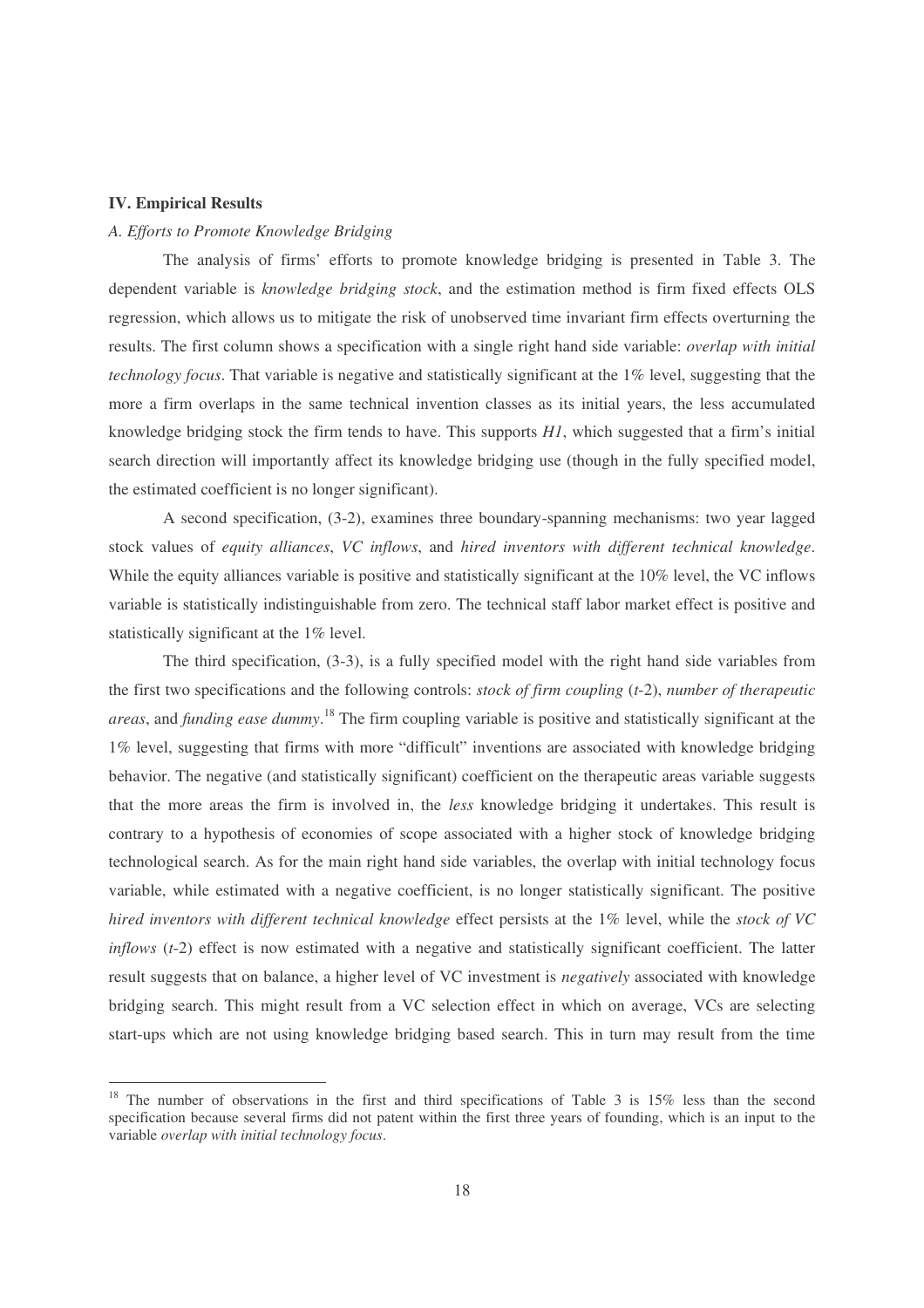## IV. Empirical Results

### *A. Efforts to Promote Knowledge Bridging*

The analysis of firms' efforts to promote knowledge bridging is presented in Table 3. The dependent variable is *knowledge bridging stock*, and the estimation method is firm fixed effects OLS regression, which allows us to mitigate the risk of unobserved time invariant firm effects overturning the results. The first column shows a specification with a single right hand side variable: *overlap with initial technology focus*. That variable is negative and statistically significant at the 1% level, suggesting that the more a firm overlaps in the same technical invention classes as its initial years, the less accumulated knowledge bridging stock the firm tends to have. This supports *H1*, which suggested that a firm's initial search direction will importantly affect its knowledge bridging use (though in the fully specified model, the estimated coefficient is no longer significant).

A second specification, (3-2), examines three boundary-spanning mechanisms: two year lagged stock values of *equity alliances*, *VC inflows*, and *hired inventors with different technical knowledge*. While the equity alliances variable is positive and statistically significant at the 10% level, the VC inflows variable is statistically indistinguishable from zero. The technical staff labor market effect is positive and statistically significant at the 1% level.

The third specification, (3-3), is a fully specified model with the right hand side variables from the first two specifications and the following controls: *stock of firm coupling* (*t*-2), *number of therapeutic areas*, and *funding ease dummy*.[18] The firm coupling variable is positive and statistically significant at the 1% level, suggesting that firms with more "difficult" inventions are associated with knowledge bridging behavior. The negative (and statistically significant) coefficient on the therapeutic areas variable suggests that the more areas the firm is involved in, the *less* knowledge bridging it undertakes. This result is contrary to a hypothesis of economies of scope associated with a higher stock of knowledge bridging technological search. As for the main right hand side variables, the overlap with initial technology focus variable, while estimated with a negative coefficient, is no longer statistically significant. The positive *hired inventors with different technical knowledge* effect persists at the 1% level, while the *stock of VC inflows* (*t*-2) effect is now estimated with a negative and statistically significant coefficient. The latter result suggests that on balance, a higher level of VC investment is *negatively* associated with knowledge bridging search. This might result from a VC selection effect in which on average, VCs are selecting start-ups which are not using knowledge bridging based search. This in turn may result from the time

[18] The number of observations in the first and third specifications of Table 3 is 15% less than the second specification because several firms did not patent within the first three years of founding, which is an input to the variable *overlap with initial technology focus*.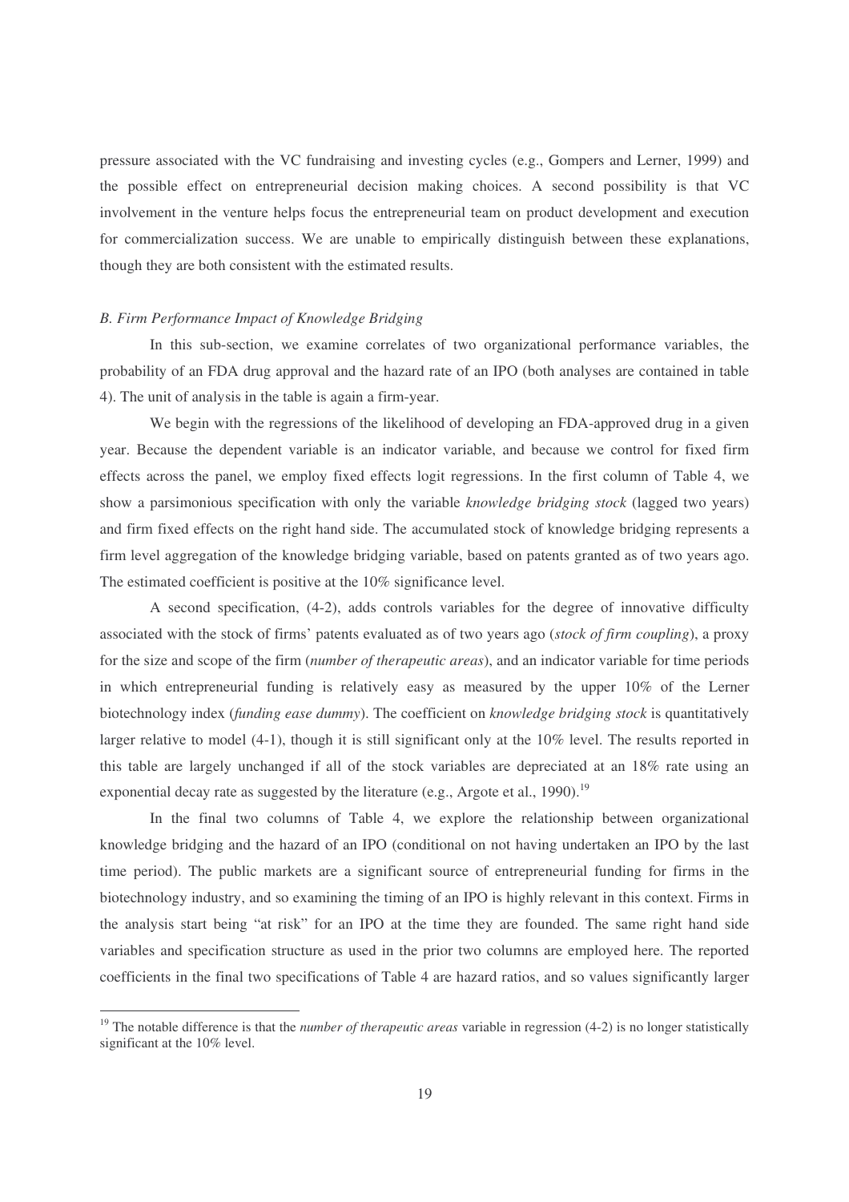pressure associated with the VC fundraising and investing cycles (e.g., Gompers and Lerner, 1999) and the possible effect on entrepreneurial decision making choices. A second possibility is that VC involvement in the venture helps focus the entrepreneurial team on product development and execution for commercialization success. We are unable to empirically distinguish between these explanations, though they are both consistent with the estimated results.

*B. Firm Performance Impact of Knowledge Bridging*

In this sub-section, we examine correlates of two organizational performance variables, the probability of an FDA drug approval and the hazard rate of an IPO (both analyses are contained in table 4). The unit of analysis in the table is again a firm-year.

We begin with the regressions of the likelihood of developing an FDA-approved drug in a given year. Because the dependent variable is an indicator variable, and because we control for fixed firm effects across the panel, we employ fixed effects logit regressions. In the first column of Table 4, we show a parsimonious specification with only the variable *knowledge bridging stock* (lagged two years) and firm fixed effects on the right hand side. The accumulated stock of knowledge bridging represents a firm level aggregation of the knowledge bridging variable, based on patents granted as of two years ago. The estimated coefficient is positive at the 10% significance level.

A second specification, (4-2), adds controls variables for the degree of innovative difficulty associated with the stock of firms' patents evaluated as of two years ago (*stock of firm coupling*), a proxy for the size and scope of the firm (*number of therapeutic areas*), and an indicator variable for time periods in which entrepreneurial funding is relatively easy as measured by the upper 10% of the Lerner biotechnology index (*funding ease dummy*). The coefficient on *knowledge bridging stock* is quantitatively larger relative to model (4-1), though it is still significant only at the 10% level. The results reported in this table are largely unchanged if all of the stock variables are depreciated at an 18% rate using an exponential decay rate as suggested by the literature (e.g., Argote et al., 1990).[19]

In the final two columns of Table 4, we explore the relationship between organizational knowledge bridging and the hazard of an IPO (conditional on not having undertaken an IPO by the last time period). The public markets are a significant source of entrepreneurial funding for firms in the biotechnology industry, and so examining the timing of an IPO is highly relevant in this context. Firms in the analysis start being "at risk" for an IPO at the time they are founded. The same right hand side variables and specification structure as used in the prior two columns are employed here. The reported coefficients in the final two specifications of Table 4 are hazard ratios, and so values significantly larger

[19] The notable difference is that the *number of therapeutic areas* variable in regression (4-2) is no longer statistically significant at the 10% level.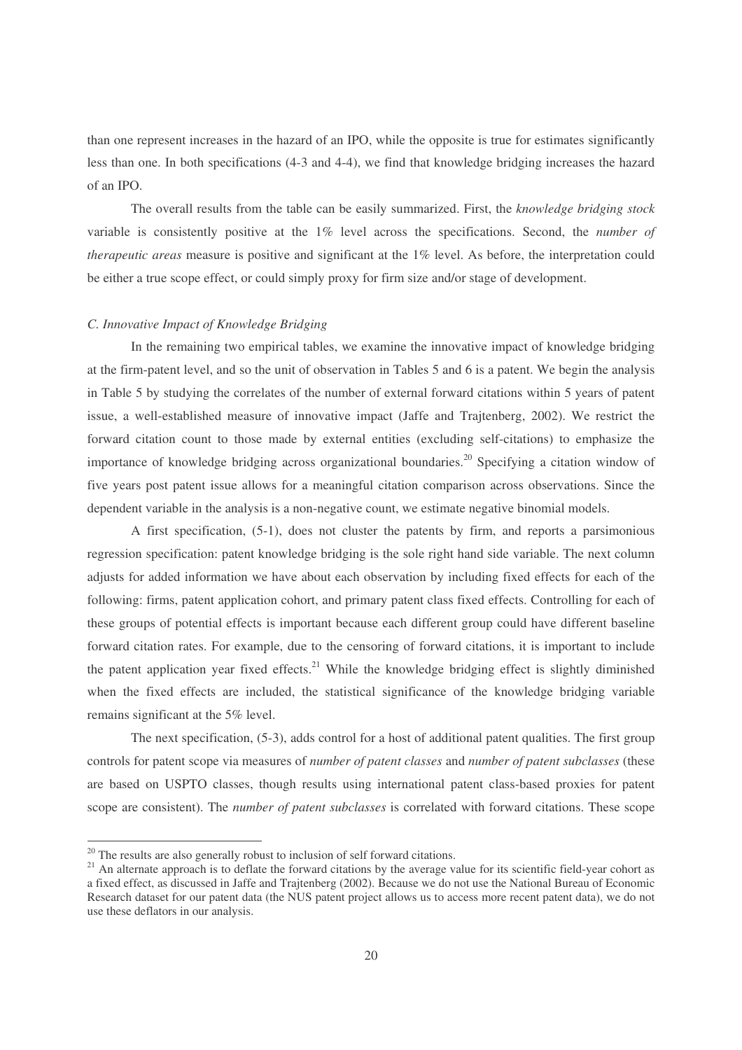than one represent increases in the hazard of an IPO, while the opposite is true for estimates significantly less than one. In both specifications (4-3 and 4-4), we find that knowledge bridging increases the hazard of an IPO.

The overall results from the table can be easily summarized. First, the *knowledge bridging stock* variable is consistently positive at the 1% level across the specifications. Second, the *number of therapeutic areas* measure is positive and significant at the 1% level. As before, the interpretation could be either a true scope effect, or could simply proxy for firm size and/or stage of development.

### *C. Innovative Impact of Knowledge Bridging*

In the remaining two empirical tables, we examine the innovative impact of knowledge bridging at the firm-patent level, and so the unit of observation in Tables 5 and 6 is a patent. We begin the analysis in Table 5 by studying the correlates of the number of external forward citations within 5 years of patent issue, a well-established measure of innovative impact (Jaffe and Trajtenberg, 2002). We restrict the forward citation count to those made by external entities (excluding self-citations) to emphasize the importance of knowledge bridging across organizational boundaries.[20] Specifying a citation window of five years post patent issue allows for a meaningful citation comparison across observations. Since the dependent variable in the analysis is a non-negative count, we estimate negative binomial models.

A first specification, (5-1), does not cluster the patents by firm, and reports a parsimonious regression specification: patent knowledge bridging is the sole right hand side variable. The next column adjusts for added information we have about each observation by including fixed effects for each of the following: firms, patent application cohort, and primary patent class fixed effects. Controlling for each of these groups of potential effects is important because each different group could have different baseline forward citation rates. For example, due to the censoring of forward citations, it is important to include the patent application year fixed effects.[21] While the knowledge bridging effect is slightly diminished when the fixed effects are included, the statistical significance of the knowledge bridging variable remains significant at the 5% level.

The next specification, (5-3), adds control for a host of additional patent qualities. The first group controls for patent scope via measures of *number of patent classes* and *number of patent subclasses* (these are based on USPTO classes, though results using international patent class-based proxies for patent scope are consistent). The *number of patent subclasses* is correlated with forward citations. These scope

---

[20] The results are also generally robust to inclusion of self forward citations.

[21] An alternate approach is to deflate the forward citations by the average value for its scientific field-year cohort as a fixed effect, as discussed in Jaffe and Trajtenberg (2002). Because we do not use the National Bureau of Economic Research dataset for our patent data (the NUS patent project allows us to access more recent patent data), we do not use these deflators in our analysis.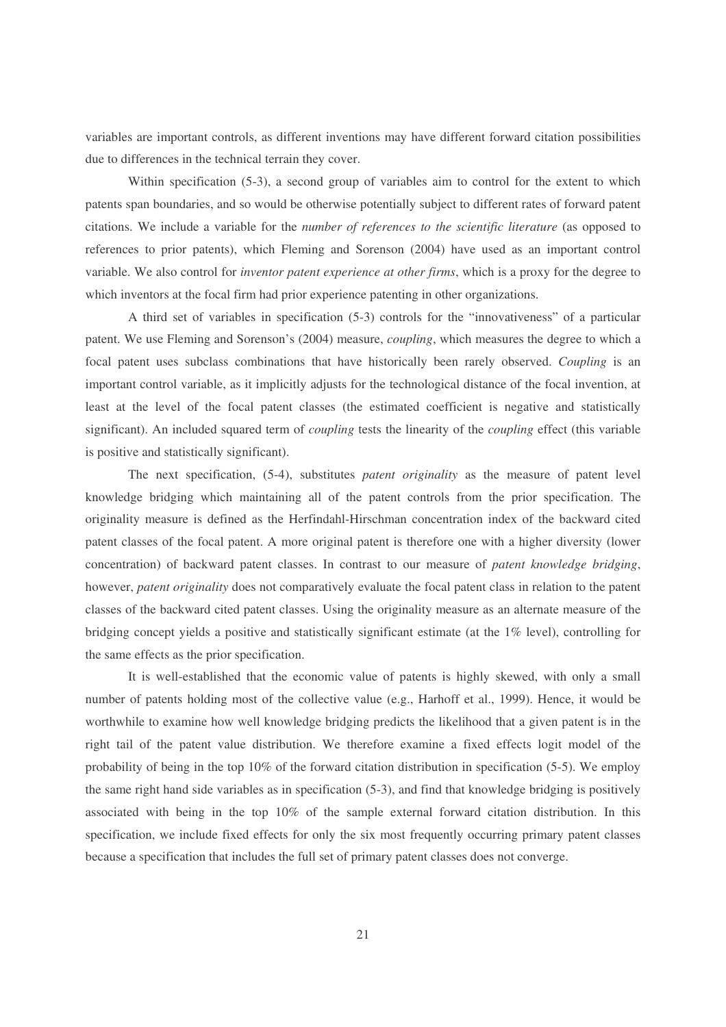variables are important controls, as different inventions may have different forward citation possibilities due to differences in the technical terrain they cover.

Within specification (5-3), a second group of variables aim to control for the extent to which patents span boundaries, and so would be otherwise potentially subject to different rates of forward patent citations. We include a variable for the *number of references to the scientific literature* (as opposed to references to prior patents), which Fleming and Sorenson (2004) have used as an important control variable. We also control for *inventor patent experience at other firms*, which is a proxy for the degree to which inventors at the focal firm had prior experience patenting in other organizations.

A third set of variables in specification (5-3) controls for the "innovativeness" of a particular patent. We use Fleming and Sorenson's (2004) measure, *coupling*, which measures the degree to which a focal patent uses subclass combinations that have historically been rarely observed. *Coupling* is an important control variable, as it implicitly adjusts for the technological distance of the focal invention, at least at the level of the focal patent classes (the estimated coefficient is negative and statistically significant). An included squared term of *coupling* tests the linearity of the *coupling* effect (this variable is positive and statistically significant).

The next specification, (5-4), substitutes *patent originality* as the measure of patent level knowledge bridging which maintaining all of the patent controls from the prior specification. The originality measure is defined as the Herfindahl-Hirschman concentration index of the backward cited patent classes of the focal patent. A more original patent is therefore one with a higher diversity (lower concentration) of backward patent classes. In contrast to our measure of *patent knowledge bridging*, however, *patent originality* does not comparatively evaluate the focal patent class in relation to the patent classes of the backward cited patent classes. Using the originality measure as an alternate measure of the bridging concept yields a positive and statistically significant estimate (at the 1% level), controlling for the same effects as the prior specification.

It is well-established that the economic value of patents is highly skewed, with only a small number of patents holding most of the collective value (e.g., Harhoff et al., 1999). Hence, it would be worthwhile to examine how well knowledge bridging predicts the likelihood that a given patent is in the right tail of the patent value distribution. We therefore examine a fixed effects logit model of the probability of being in the top 10% of the forward citation distribution in specification (5-5). We employ the same right hand side variables as in specification (5-3), and find that knowledge bridging is positively associated with being in the top 10% of the sample external forward citation distribution. In this specification, we include fixed effects for only the six most frequently occurring primary patent classes because a specification that includes the full set of primary patent classes does not converge.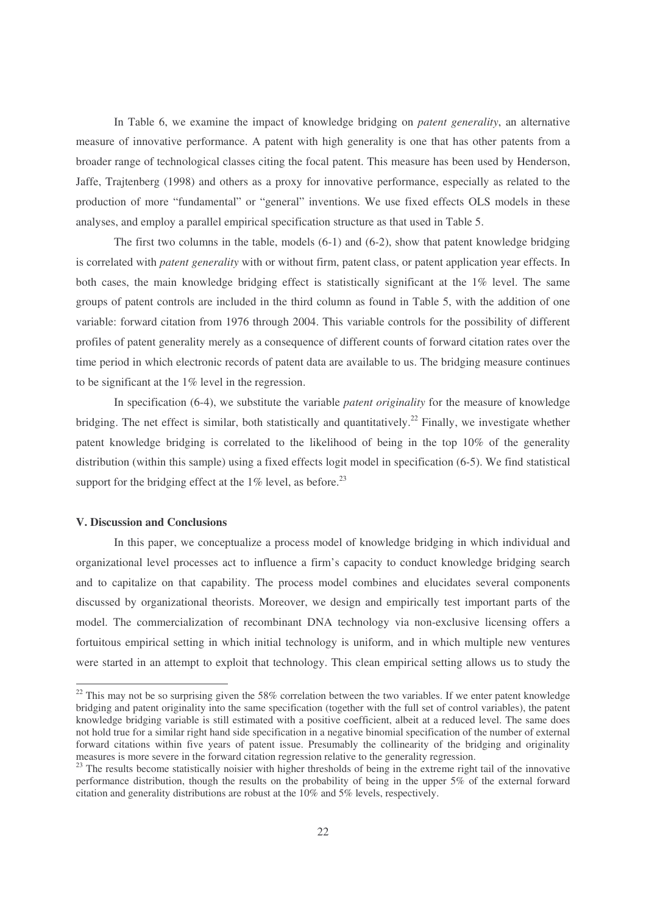In Table 6, we examine the impact of knowledge bridging on *patent generality*, an alternative measure of innovative performance. A patent with high generality is one that has other patents from a broader range of technological classes citing the focal patent. This measure has been used by Henderson, Jaffe, Trajtenberg (1998) and others as a proxy for innovative performance, especially as related to the production of more "fundamental" or "general" inventions. We use fixed effects OLS models in these analyses, and employ a parallel empirical specification structure as that used in Table 5.

The first two columns in the table, models (6-1) and (6-2), show that patent knowledge bridging is correlated with *patent generality* with or without firm, patent class, or patent application year effects. In both cases, the main knowledge bridging effect is statistically significant at the 1% level. The same groups of patent controls are included in the third column as found in Table 5, with the addition of one variable: forward citation from 1976 through 2004. This variable controls for the possibility of different profiles of patent generality merely as a consequence of different counts of forward citation rates over the time period in which electronic records of patent data are available to us. The bridging measure continues to be significant at the 1% level in the regression.

In specification (6-4), we substitute the variable *patent originality* for the measure of knowledge bridging. The net effect is similar, both statistically and quantitatively.[22] Finally, we investigate whether patent knowledge bridging is correlated to the likelihood of being in the top 10% of the generality distribution (within this sample) using a fixed effects logit model in specification (6-5). We find statistical support for the bridging effect at the 1% level, as before.[23]

### V. Discussion and Conclusions

In this paper, we conceptualize a process model of knowledge bridging in which individual and organizational level processes act to influence a firm's capacity to conduct knowledge bridging search and to capitalize on that capability. The process model combines and elucidates several components discussed by organizational theorists. Moreover, we design and empirically test important parts of the model. The commercialization of recombinant DNA technology via non-exclusive licensing offers a fortuitous empirical setting in which initial technology is uniform, and in which multiple new ventures were started in an attempt to exploit that technology. This clean empirical setting allows us to study the

---

[22] This may not be so surprising given the 58% correlation between the two variables. If we enter patent knowledge bridging and patent originality into the same specification (together with the full set of control variables), the patent knowledge bridging variable is still estimated with a positive coefficient, albeit at a reduced level. The same does not hold true for a similar right hand side specification in a negative binomial specification of the number of external forward citations within five years of patent issue. Presumably the collinearity of the bridging and originality measures is more severe in the forward citation regression relative to the generality regression.

[23] The results become statistically noisier with higher thresholds of being in the extreme right tail of the innovative performance distribution, though the results on the probability of being in the upper 5% of the external forward citation and generality distributions are robust at the 10% and 5% levels, respectively.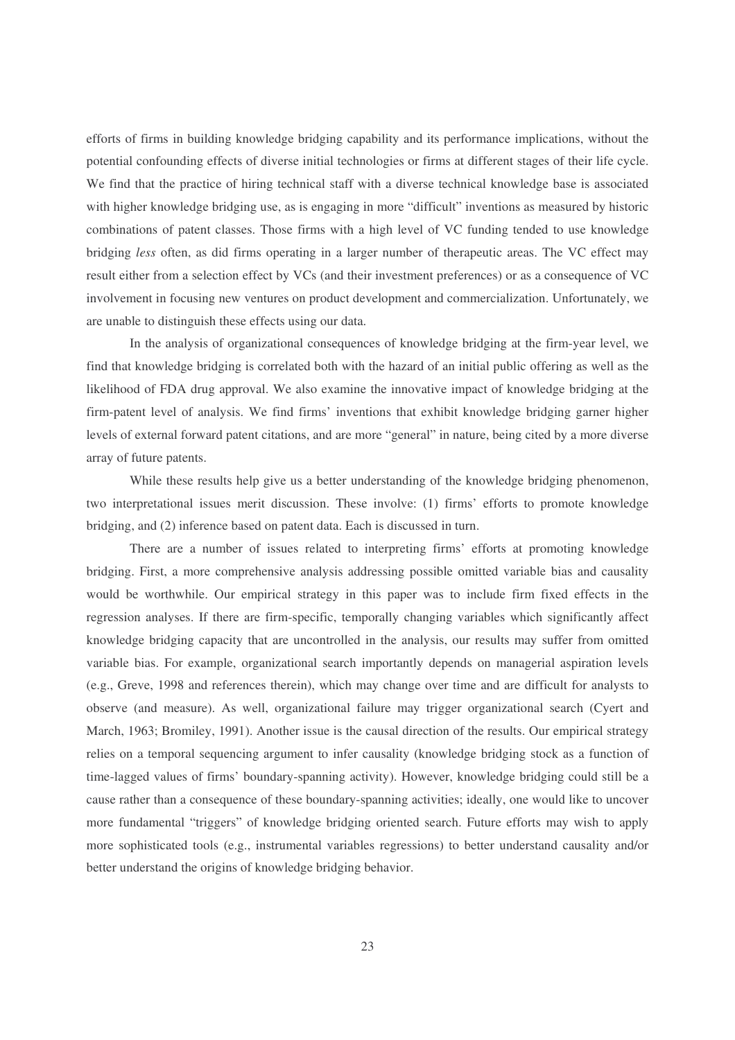efforts of firms in building knowledge bridging capability and its performance implications, without the potential confounding effects of diverse initial technologies or firms at different stages of their life cycle. We find that the practice of hiring technical staff with a diverse technical knowledge base is associated with higher knowledge bridging use, as is engaging in more "difficult" inventions as measured by historic combinations of patent classes. Those firms with a high level of VC funding tended to use knowledge bridging *less* often, as did firms operating in a larger number of therapeutic areas. The VC effect may result either from a selection effect by VCs (and their investment preferences) or as a consequence of VC involvement in focusing new ventures on product development and commercialization. Unfortunately, we are unable to distinguish these effects using our data.

In the analysis of organizational consequences of knowledge bridging at the firm-year level, we find that knowledge bridging is correlated both with the hazard of an initial public offering as well as the likelihood of FDA drug approval. We also examine the innovative impact of knowledge bridging at the firm-patent level of analysis. We find firms' inventions that exhibit knowledge bridging garner higher levels of external forward patent citations, and are more "general" in nature, being cited by a more diverse array of future patents.

While these results help give us a better understanding of the knowledge bridging phenomenon, two interpretational issues merit discussion. These involve: (1) firms' efforts to promote knowledge bridging, and (2) inference based on patent data. Each is discussed in turn.

There are a number of issues related to interpreting firms' efforts at promoting knowledge bridging. First, a more comprehensive analysis addressing possible omitted variable bias and causality would be worthwhile. Our empirical strategy in this paper was to include firm fixed effects in the regression analyses. If there are firm-specific, temporally changing variables which significantly affect knowledge bridging capacity that are uncontrolled in the analysis, our results may suffer from omitted variable bias. For example, organizational search importantly depends on managerial aspiration levels (e.g., Greve, 1998 and references therein), which may change over time and are difficult for analysts to observe (and measure). As well, organizational failure may trigger organizational search (Cyert and March, 1963; Bromiley, 1991). Another issue is the causal direction of the results. Our empirical strategy relies on a temporal sequencing argument to infer causality (knowledge bridging stock as a function of time-lagged values of firms' boundary-spanning activity). However, knowledge bridging could still be a cause rather than a consequence of these boundary-spanning activities; ideally, one would like to uncover more fundamental "triggers" of knowledge bridging oriented search. Future efforts may wish to apply more sophisticated tools (e.g., instrumental variables regressions) to better understand causality and/or better understand the origins of knowledge bridging behavior.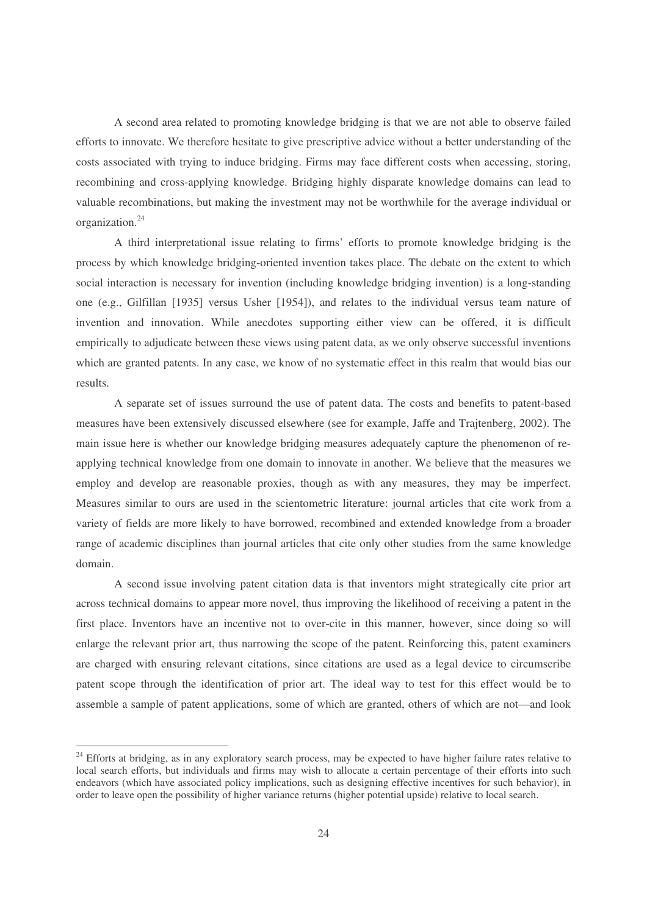A second area related to promoting knowledge bridging is that we are not able to observe failed efforts to innovate. We therefore hesitate to give prescriptive advice without a better understanding of the costs associated with trying to induce bridging. Firms may face different costs when accessing, storing, recombining and cross-applying knowledge. Bridging highly disparate knowledge domains can lead to valuable recombinations, but making the investment may not be worthwhile for the average individual or organization.[24]

A third interpretational issue relating to firms' efforts to promote knowledge bridging is the process by which knowledge bridging-oriented invention takes place. The debate on the extent to which social interaction is necessary for invention (including knowledge bridging invention) is a long-standing one (e.g., Gilfillan [1935] versus Usher [1954]), and relates to the individual versus team nature of invention and innovation. While anecdotes supporting either view can be offered, it is difficult empirically to adjudicate between these views using patent data, as we only observe successful inventions which are granted patents. In any case, we know of no systematic effect in this realm that would bias our results.

A separate set of issues surround the use of patent data. The costs and benefits to patent-based measures have been extensively discussed elsewhere (see for example, Jaffe and Trajtenberg, 2002). The main issue here is whether our knowledge bridging measures adequately capture the phenomenon of re-applying technical knowledge from one domain to innovate in another. We believe that the measures we employ and develop are reasonable proxies, though as with any measures, they may be imperfect. Measures similar to ours are used in the scientometric literature: journal articles that cite work from a variety of fields are more likely to have borrowed, recombined and extended knowledge from a broader range of academic disciplines than journal articles that cite only other studies from the same knowledge domain.

A second issue involving patent citation data is that inventors might strategically cite prior art across technical domains to appear more novel, thus improving the likelihood of receiving a patent in the first place. Inventors have an incentive not to over-cite in this manner, however, since doing so will enlarge the relevant prior art, thus narrowing the scope of the patent. Reinforcing this, patent examiners are charged with ensuring relevant citations, since citations are used as a legal device to circumscribe patent scope through the identification of prior art. The ideal way to test for this effect would be to assemble a sample of patent applications, some of which are granted, others of which are not—and look

[24] Efforts at bridging, as in any exploratory search process, may be expected to have higher failure rates relative to local search efforts, but individuals and firms may wish to allocate a certain percentage of their efforts into such endeavors (which have associated policy implications, such as designing effective incentives for such behavior), in order to leave open the possibility of higher variance returns (higher potential upside) relative to local search.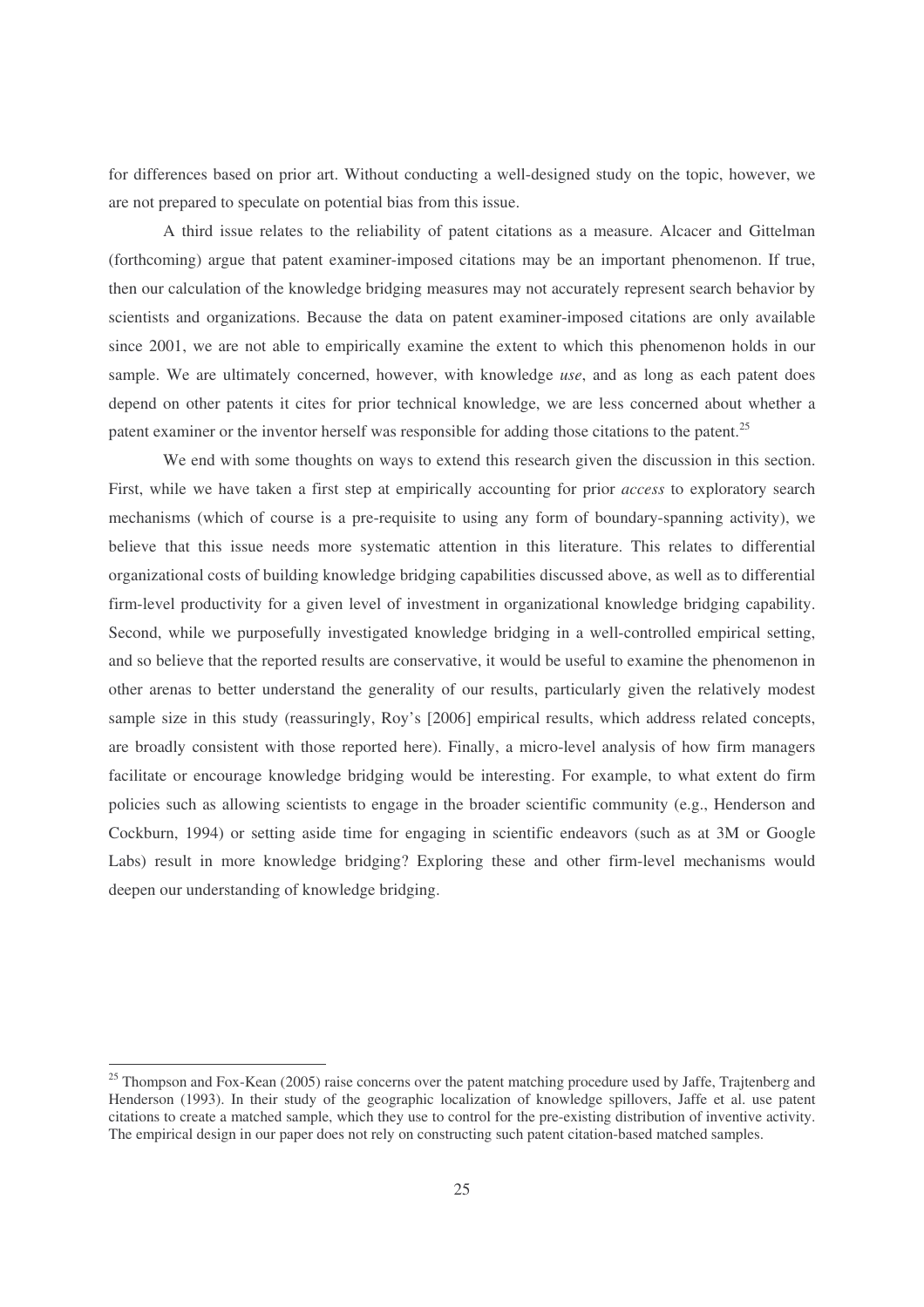for differences based on prior art. Without conducting a well-designed study on the topic, however, we are not prepared to speculate on potential bias from this issue.

A third issue relates to the reliability of patent citations as a measure. Alcacer and Gittelman (forthcoming) argue that patent examiner-imposed citations may be an important phenomenon. If true, then our calculation of the knowledge bridging measures may not accurately represent search behavior by scientists and organizations. Because the data on patent examiner-imposed citations are only available since 2001, we are not able to empirically examine the extent to which this phenomenon holds in our sample. We are ultimately concerned, however, with knowledge *use*, and as long as each patent does depend on other patents it cites for prior technical knowledge, we are less concerned about whether a patent examiner or the inventor herself was responsible for adding those citations to the patent.[25]

We end with some thoughts on ways to extend this research given the discussion in this section. First, while we have taken a first step at empirically accounting for prior *access* to exploratory search mechanisms (which of course is a pre-requisite to using any form of boundary-spanning activity), we believe that this issue needs more systematic attention in this literature. This relates to differential organizational costs of building knowledge bridging capabilities discussed above, as well as to differential firm-level productivity for a given level of investment in organizational knowledge bridging capability. Second, while we purposefully investigated knowledge bridging in a well-controlled empirical setting, and so believe that the reported results are conservative, it would be useful to examine the phenomenon in other arenas to better understand the generality of our results, particularly given the relatively modest sample size in this study (reassuringly, Roy's [2006] empirical results, which address related concepts, are broadly consistent with those reported here). Finally, a micro-level analysis of how firm managers facilitate or encourage knowledge bridging would be interesting. For example, to what extent do firm policies such as allowing scientists to engage in the broader scientific community (e.g., Henderson and Cockburn, 1994) or setting aside time for engaging in scientific endeavors (such as at 3M or Google Labs) result in more knowledge bridging? Exploring these and other firm-level mechanisms would deepen our understanding of knowledge bridging.

---

[25] Thompson and Fox-Kean (2005) raise concerns over the patent matching procedure used by Jaffe, Trajtenberg and Henderson (1993). In their study of the geographic localization of knowledge spillovers, Jaffe et al. use patent citations to create a matched sample, which they use to control for the pre-existing distribution of inventive activity. The empirical design in our paper does not rely on constructing such patent citation-based matched samples.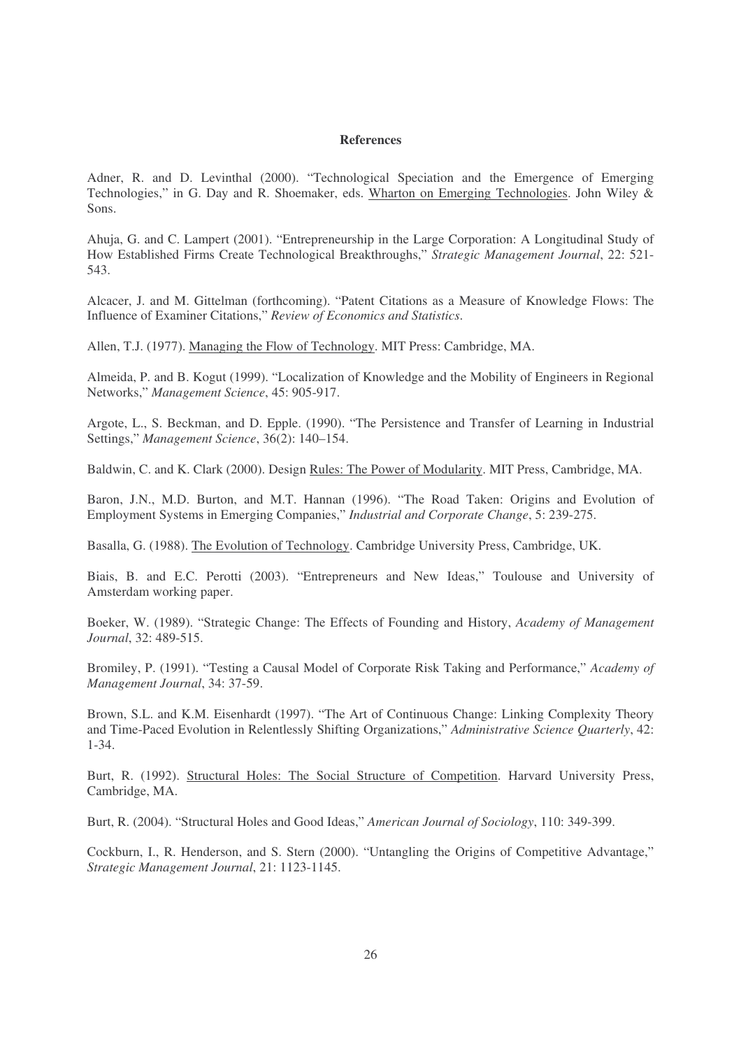**References**

Adner, R. and D. Levinthal (2000). "Technological Speciation and the Emergence of Emerging Technologies," in G. Day and R. Shoemaker, eds. Wharton on Emerging Technologies. John Wiley & Sons.

Ahuja, G. and C. Lampert (2001). "Entrepreneurship in the Large Corporation: A Longitudinal Study of How Established Firms Create Technological Breakthroughs," *Strategic Management Journal*, 22: 521-543.

Alcacer, J. and M. Gittelman (forthcoming). "Patent Citations as a Measure of Knowledge Flows: The Influence of Examiner Citations," *Review of Economics and Statistics*.

Allen, T.J. (1977). Managing the Flow of Technology. MIT Press: Cambridge, MA.

Almeida, P. and B. Kogut (1999). "Localization of Knowledge and the Mobility of Engineers in Regional Networks," *Management Science*, 45: 905-917.

Argote, L., S. Beckman, and D. Epple. (1990). "The Persistence and Transfer of Learning in Industrial Settings," *Management Science*, 36(2): 140–154.

Baldwin, C. and K. Clark (2000). Design Rules: The Power of Modularity. MIT Press, Cambridge, MA.

Baron, J.N., M.D. Burton, and M.T. Hannan (1996). "The Road Taken: Origins and Evolution of Employment Systems in Emerging Companies," *Industrial and Corporate Change*, 5: 239-275.

Basalla, G. (1988). The Evolution of Technology. Cambridge University Press, Cambridge, UK.

Biais, B. and E.C. Perotti (2003). "Entrepreneurs and New Ideas," Toulouse and University of Amsterdam working paper.

Boeker, W. (1989). "Strategic Change: The Effects of Founding and History, *Academy of Management Journal*, 32: 489-515.

Bromiley, P. (1991). "Testing a Causal Model of Corporate Risk Taking and Performance," *Academy of Management Journal*, 34: 37-59.

Brown, S.L. and K.M. Eisenhardt (1997). "The Art of Continuous Change: Linking Complexity Theory and Time-Paced Evolution in Relentlessly Shifting Organizations," *Administrative Science Quarterly*, 42: 1-34.

Burt, R. (1992). Structural Holes: The Social Structure of Competition. Harvard University Press, Cambridge, MA.

Burt, R. (2004). "Structural Holes and Good Ideas," *American Journal of Sociology*, 110: 349-399.

Cockburn, I., R. Henderson, and S. Stern (2000). "Untangling the Origins of Competitive Advantage," *Strategic Management Journal*, 21: 1123-1145.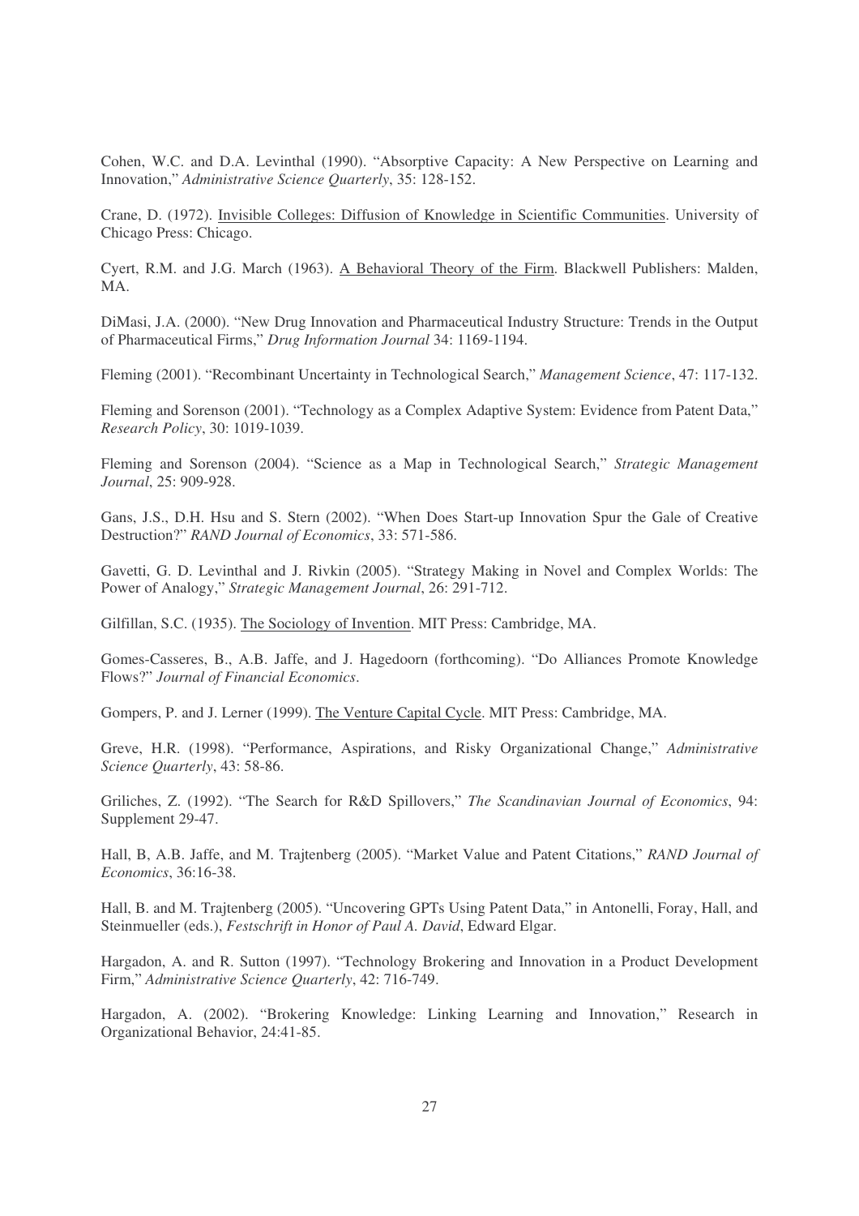Cohen, W.C. and D.A. Levinthal (1990). "Absorptive Capacity: A New Perspective on Learning and Innovation," *Administrative Science Quarterly*, 35: 128-152.

Crane, D. (1972). Invisible Colleges: Diffusion of Knowledge in Scientific Communities. University of Chicago Press: Chicago.

Cyert, R.M. and J.G. March (1963). A Behavioral Theory of the Firm. Blackwell Publishers: Malden, MA.

DiMasi, J.A. (2000). "New Drug Innovation and Pharmaceutical Industry Structure: Trends in the Output of Pharmaceutical Firms," *Drug Information Journal* 34: 1169-1194.

Fleming (2001). "Recombinant Uncertainty in Technological Search," *Management Science*, 47: 117-132.

Fleming and Sorenson (2001). "Technology as a Complex Adaptive System: Evidence from Patent Data," *Research Policy*, 30: 1019-1039.

Fleming and Sorenson (2004). "Science as a Map in Technological Search," *Strategic Management Journal*, 25: 909-928.

Gans, J.S., D.H. Hsu and S. Stern (2002). "When Does Start-up Innovation Spur the Gale of Creative Destruction?" *RAND Journal of Economics*, 33: 571-586.

Gavetti, G. D. Levinthal and J. Rivkin (2005). "Strategy Making in Novel and Complex Worlds: The Power of Analogy," *Strategic Management Journal*, 26: 291-712.

Gilfillan, S.C. (1935). The Sociology of Invention. MIT Press: Cambridge, MA.

Gomes-Casseres, B., A.B. Jaffe, and J. Hagedoorn (forthcoming). "Do Alliances Promote Knowledge Flows?" *Journal of Financial Economics*.

Gompers, P. and J. Lerner (1999). The Venture Capital Cycle. MIT Press: Cambridge, MA.

Greve, H.R. (1998). "Performance, Aspirations, and Risky Organizational Change," *Administrative Science Quarterly*, 43: 58-86.

Griliches, Z. (1992). "The Search for R&D Spillovers," *The Scandinavian Journal of Economics*, 94: Supplement 29-47.

Hall, B, A.B. Jaffe, and M. Trajtenberg (2005). "Market Value and Patent Citations," *RAND Journal of Economics*, 36:16-38.

Hall, B. and M. Trajtenberg (2005). "Uncovering GPTs Using Patent Data," in Antonelli, Foray, Hall, and Steinmueller (eds.), *Festschrift in Honor of Paul A. David*, Edward Elgar.

Hargadon, A. and R. Sutton (1997). "Technology Brokering and Innovation in a Product Development Firm," *Administrative Science Quarterly*, 42: 716-749.

Hargadon, A. (2002). "Brokering Knowledge: Linking Learning and Innovation," Research in Organizational Behavior, 24:41-85.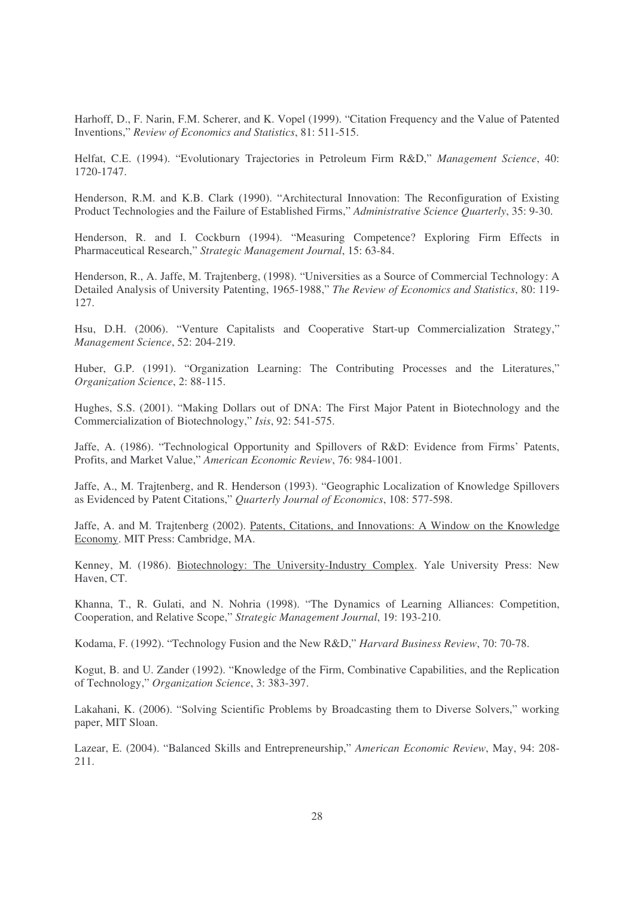Harhoff, D., F. Narin, F.M. Scherer, and K. Vopel (1999). "Citation Frequency and the Value of Patented Inventions," *Review of Economics and Statistics*, 81: 511-515.

Helfat, C.E. (1994). "Evolutionary Trajectories in Petroleum Firm R&D," *Management Science*, 40: 1720-1747.

Henderson, R.M. and K.B. Clark (1990). "Architectural Innovation: The Reconfiguration of Existing Product Technologies and the Failure of Established Firms," *Administrative Science Quarterly*, 35: 9-30.

Henderson, R. and I. Cockburn (1994). "Measuring Competence? Exploring Firm Effects in Pharmaceutical Research," *Strategic Management Journal*, 15: 63-84.

Henderson, R., A. Jaffe, M. Trajtenberg, (1998). "Universities as a Source of Commercial Technology: A Detailed Analysis of University Patenting, 1965-1988," *The Review of Economics and Statistics*, 80: 119-127.

Hsu, D.H. (2006). "Venture Capitalists and Cooperative Start-up Commercialization Strategy," *Management Science*, 52: 204-219.

Huber, G.P. (1991). "Organization Learning: The Contributing Processes and the Literatures," *Organization Science*, 2: 88-115.

Hughes, S.S. (2001). "Making Dollars out of DNA: The First Major Patent in Biotechnology and the Commercialization of Biotechnology," *Isis*, 92: 541-575.

Jaffe, A. (1986). "Technological Opportunity and Spillovers of R&D: Evidence from Firms' Patents, Profits, and Market Value," *American Economic Review*, 76: 984-1001.

Jaffe, A., M. Trajtenberg, and R. Henderson (1993). "Geographic Localization of Knowledge Spillovers as Evidenced by Patent Citations," *Quarterly Journal of Economics*, 108: 577-598.

Jaffe, A. and M. Trajtenberg (2002). Patents, Citations, and Innovations: A Window on the Knowledge Economy. MIT Press: Cambridge, MA.

Kenney, M. (1986). Biotechnology: The University-Industry Complex. Yale University Press: New Haven, CT.

Khanna, T., R. Gulati, and N. Nohria (1998). "The Dynamics of Learning Alliances: Competition, Cooperation, and Relative Scope," *Strategic Management Journal*, 19: 193-210.

Kodama, F. (1992). "Technology Fusion and the New R&D," *Harvard Business Review*, 70: 70-78.

Kogut, B. and U. Zander (1992). "Knowledge of the Firm, Combinative Capabilities, and the Replication of Technology," *Organization Science*, 3: 383-397.

Lakahani, K. (2006). "Solving Scientific Problems by Broadcasting them to Diverse Solvers," working paper, MIT Sloan.

Lazear, E. (2004). "Balanced Skills and Entrepreneurship," *American Economic Review*, May, 94: 208-211.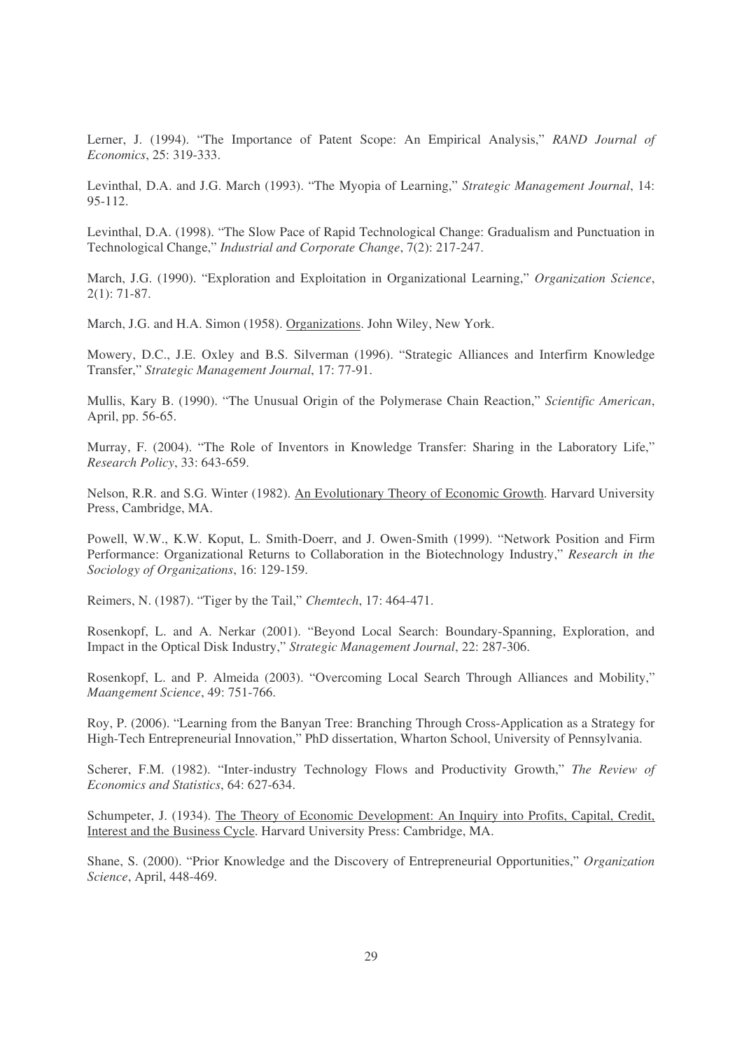Lerner, J. (1994). "The Importance of Patent Scope: An Empirical Analysis," *RAND Journal of Economics*, 25: 319-333.

Levinthal, D.A. and J.G. March (1993). "The Myopia of Learning," *Strategic Management Journal*, 14: 95-112.

Levinthal, D.A. (1998). "The Slow Pace of Rapid Technological Change: Gradualism and Punctuation in Technological Change," *Industrial and Corporate Change*, 7(2): 217-247.

March, J.G. (1990). "Exploration and Exploitation in Organizational Learning," *Organization Science*, 2(1): 71-87.

March, J.G. and H.A. Simon (1958). Organizations. John Wiley, New York.

Mowery, D.C., J.E. Oxley and B.S. Silverman (1996). "Strategic Alliances and Interfirm Knowledge Transfer," *Strategic Management Journal*, 17: 77-91.

Mullis, Kary B. (1990). "The Unusual Origin of the Polymerase Chain Reaction," *Scientific American*, April, pp. 56-65.

Murray, F. (2004). "The Role of Inventors in Knowledge Transfer: Sharing in the Laboratory Life," *Research Policy*, 33: 643-659.

Nelson, R.R. and S.G. Winter (1982). An Evolutionary Theory of Economic Growth. Harvard University Press, Cambridge, MA.

Powell, W.W., K.W. Koput, L. Smith-Doerr, and J. Owen-Smith (1999). "Network Position and Firm Performance: Organizational Returns to Collaboration in the Biotechnology Industry," *Research in the Sociology of Organizations*, 16: 129-159.

Reimers, N. (1987). "Tiger by the Tail," *Chemtech*, 17: 464-471.

Rosenkopf, L. and A. Nerkar (2001). "Beyond Local Search: Boundary-Spanning, Exploration, and Impact in the Optical Disk Industry," *Strategic Management Journal*, 22: 287-306.

Rosenkopf, L. and P. Almeida (2003). "Overcoming Local Search Through Alliances and Mobility," *Maangement Science*, 49: 751-766.

Roy, P. (2006). "Learning from the Banyan Tree: Branching Through Cross-Application as a Strategy for High-Tech Entrepreneurial Innovation," PhD dissertation, Wharton School, University of Pennsylvania.

Scherer, F.M. (1982). "Inter-industry Technology Flows and Productivity Growth," *The Review of Economics and Statistics*, 64: 627-634.

Schumpeter, J. (1934). The Theory of Economic Development: An Inquiry into Profits, Capital, Credit, Interest and the Business Cycle. Harvard University Press: Cambridge, MA.

Shane, S. (2000). "Prior Knowledge and the Discovery of Entrepreneurial Opportunities," *Organization Science*, April, 448-469.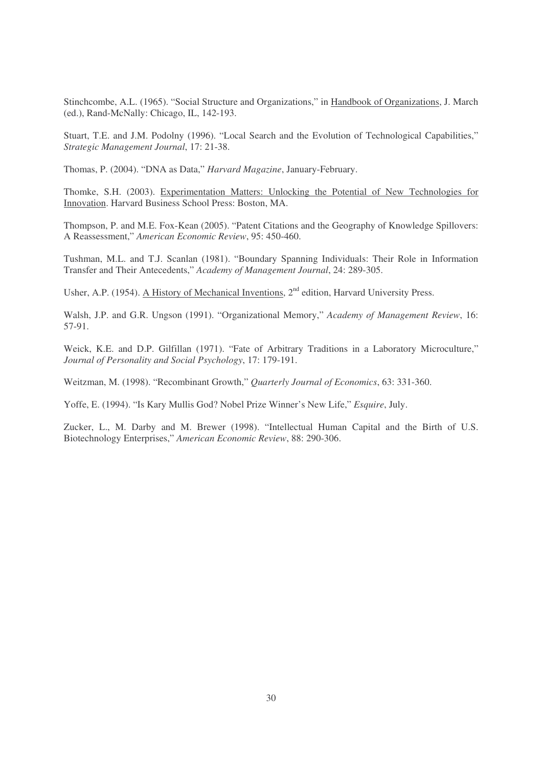Stinchcombe, A.L. (1965). "Social Structure and Organizations," in Handbook of Organizations, J. March (ed.), Rand-McNally: Chicago, IL, 142-193.

Stuart, T.E. and J.M. Podolny (1996). "Local Search and the Evolution of Technological Capabilities," *Strategic Management Journal*, 17: 21-38.

Thomas, P. (2004). "DNA as Data," *Harvard Magazine*, January-February.

Thomke, S.H. (2003). Experimentation Matters: Unlocking the Potential of New Technologies for Innovation. Harvard Business School Press: Boston, MA.

Thompson, P. and M.E. Fox-Kean (2005). "Patent Citations and the Geography of Knowledge Spillovers: A Reassessment," *American Economic Review*, 95: 450-460.

Tushman, M.L. and T.J. Scanlan (1981). "Boundary Spanning Individuals: Their Role in Information Transfer and Their Antecedents," *Academy of Management Journal*, 24: 289-305.

Usher, A.P. (1954). A History of Mechanical Inventions, 2nd edition, Harvard University Press.

Walsh, J.P. and G.R. Ungson (1991). "Organizational Memory," *Academy of Management Review*, 16: 57-91.

Weick, K.E. and D.P. Gilfillan (1971). "Fate of Arbitrary Traditions in a Laboratory Microculture," *Journal of Personality and Social Psychology*, 17: 179-191.

Weitzman, M. (1998). "Recombinant Growth," *Quarterly Journal of Economics*, 63: 331-360.

Yoffe, E. (1994). "Is Kary Mullis God? Nobel Prize Winner's New Life," *Esquire*, July.

Zucker, L., M. Darby and M. Brewer (1998). "Intellectual Human Capital and the Birth of U.S. Biotechnology Enterprises," *American Economic Review*, 88: 290-306.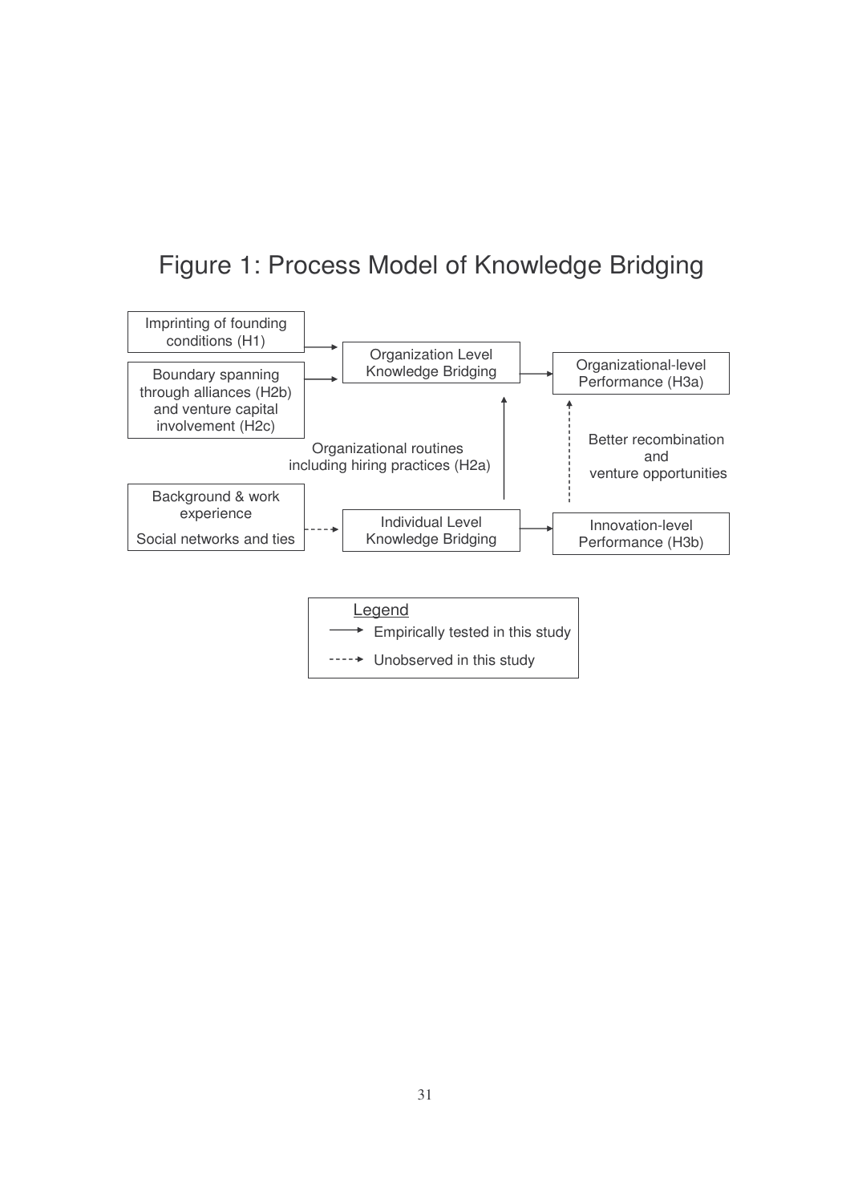# Figure 1: Process Model of Knowledge Bridging

Imprinting of founding conditions (H1)

Boundary spanning through alliances (H2b) and venture capital involvement (H2c)

Organization Level Knowledge Bridging

Organizational-level Performance (H3a)

Organizational routines including hiring practices (H2a)

Better recombination and venture opportunities

Background & work experience

Social networks and ties

Individual Level Knowledge Bridging

Innovation-level Performance (H3b)

Legend

Empirically tested in this study

Unobserved in this study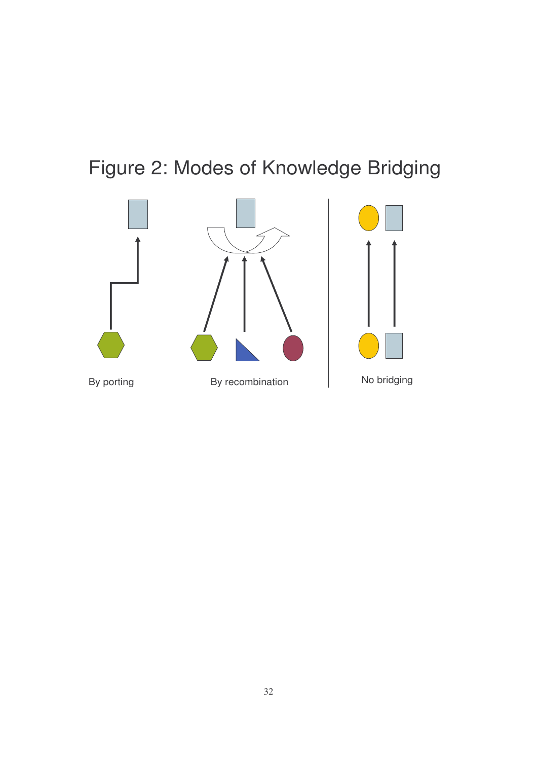# Figure 2: Modes of Knowledge Bridging

By porting

By recombination

No bridging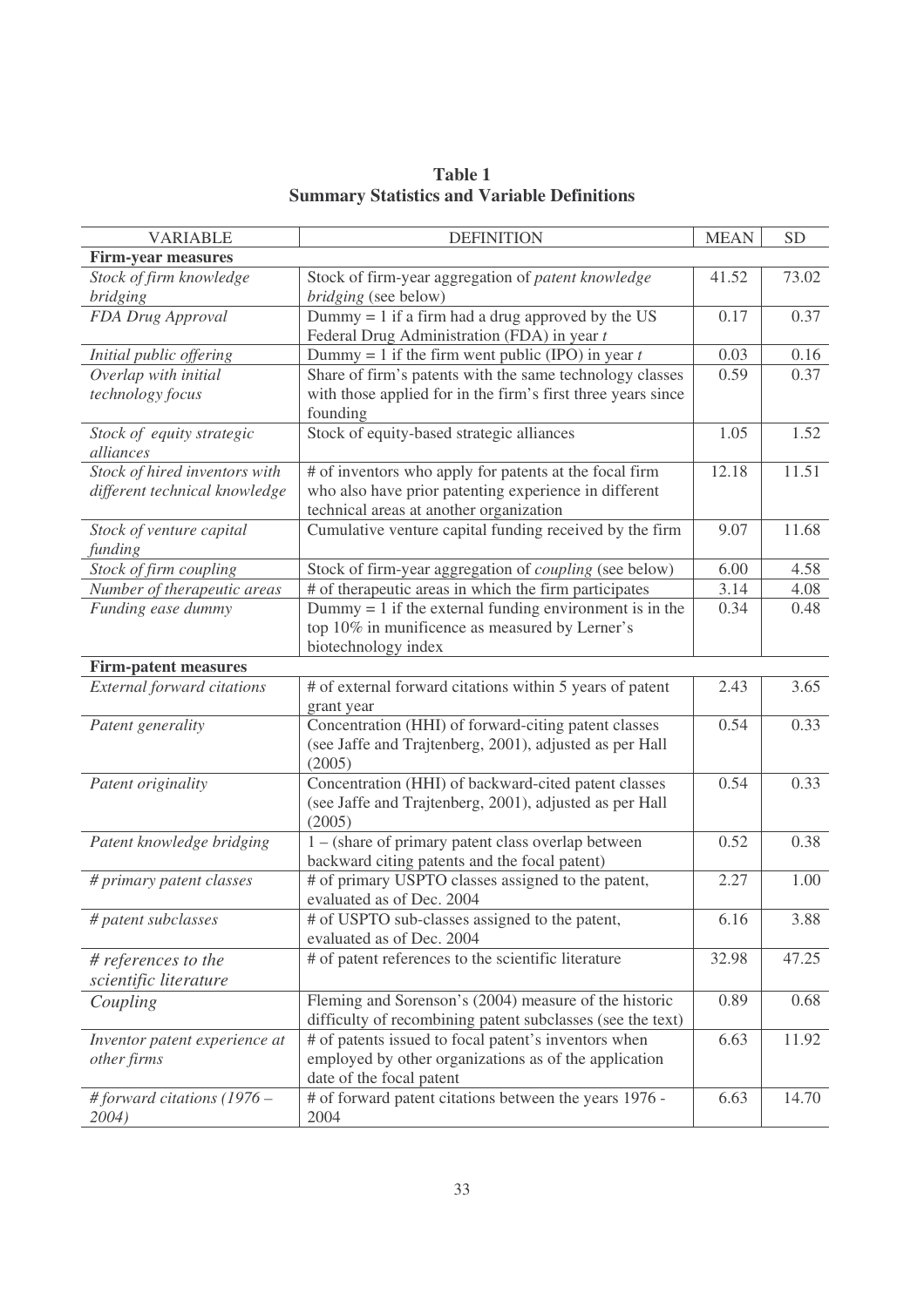**Table 1**
**Summary Statistics and Variable Definitions**

| VARIABLE | DEFINITION | MEAN | SD |
|---|---|---|---|
| **Firm-year measures** | | | |
| *Stock of firm knowledge bridging* | Stock of firm-year aggregation of *patent knowledge bridging* (see below) | 41.52 | 73.02 |
| *FDA Drug Approval* | Dummy = 1 if a firm had a drug approved by the US Federal Drug Administration (FDA) in year *t* | 0.17 | 0.37 |
| *Initial public offering* | Dummy = 1 if the firm went public (IPO) in year *t* | 0.03 | 0.16 |
| *Overlap with initial technology focus* | Share of firm's patents with the same technology classes with those applied for in the firm's first three years since founding | 0.59 | 0.37 |
| *Stock of equity strategic alliances* | Stock of equity-based strategic alliances | 1.05 | 1.52 |
| *Stock of hired inventors with different technical knowledge* | # of inventors who apply for patents at the focal firm who also have prior patenting experience in different technical areas at another organization | 12.18 | 11.51 |
| *Stock of venture capital funding* | Cumulative venture capital funding received by the firm | 9.07 | 11.68 |
| *Stock of firm coupling* | Stock of firm-year aggregation of *coupling* (see below) | 6.00 | 4.58 |
| *Number of therapeutic areas* | # of therapeutic areas in which the firm participates | 3.14 | 4.08 |
| *Funding ease dummy* | Dummy = 1 if the external funding environment is in the top 10% in munificence as measured by Lerner's biotechnology index | 0.34 | 0.48 |
| **Firm-patent measures** | | | |
| *External forward citations* | # of external forward citations within 5 years of patent grant year | 2.43 | 3.65 |
| *Patent generality* | Concentration (HHI) of forward-citing patent classes (see Jaffe and Trajtenberg, 2001), adjusted as per Hall (2005) | 0.54 | 0.33 |
| *Patent originality* | Concentration (HHI) of backward-cited patent classes (see Jaffe and Trajtenberg, 2001), adjusted as per Hall (2005) | 0.54 | 0.33 |
| *Patent knowledge bridging* | 1 – (share of primary patent class overlap between backward citing patents and the focal patent) | 0.52 | 0.38 |
| *# primary patent classes* | # of primary USPTO classes assigned to the patent, evaluated as of Dec. 2004 | 2.27 | 1.00 |
| *# patent subclasses* | # of USPTO sub-classes assigned to the patent, evaluated as of Dec. 2004 | 6.16 | 3.88 |
| *# references to the scientific literature* | # of patent references to the scientific literature | 32.98 | 47.25 |
| *Coupling* | Fleming and Sorenson's (2004) measure of the historic difficulty of recombining patent subclasses (see the text) | 0.89 | 0.68 |
| *Inventor patent experience at other firms* | # of patents issued to focal patent's inventors when employed by other organizations as of the application date of the focal patent | 6.63 | 11.92 |
| *# forward citations (1976 – 2004)* | # of forward patent citations between the years 1976 - 2004 | 6.63 | 14.70 |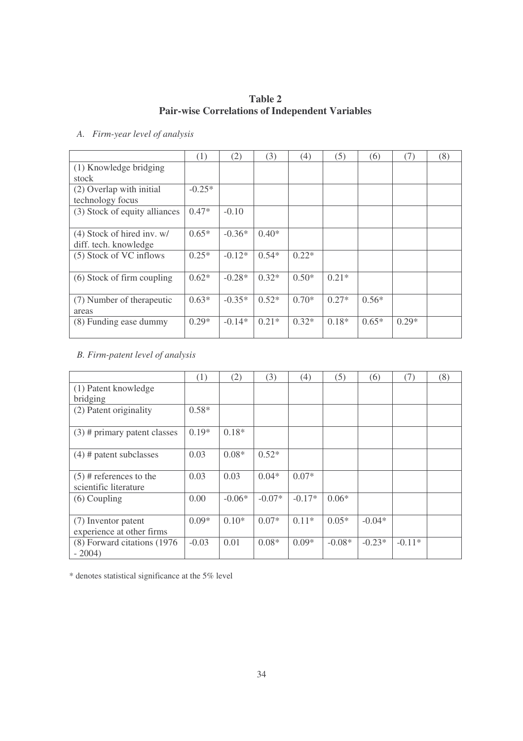## Table 2
## Pair-wise Correlations of Independent Variables

*A. Firm-year level of analysis*

| | (1) | (2) | (3) | (4) | (5) | (6) | (7) | (8) |
|---|---|---|---|---|---|---|---|---|
| (1) Knowledge bridging stock | | | | | | | | |
| (2) Overlap with initial technology focus | -0.25* | | | | | | | |
| (3) Stock of equity alliances | 0.47* | -0.10 | | | | | | |
| (4) Stock of hired inv. w/ diff. tech. knowledge | 0.65* | -0.36* | 0.40* | | | | | |
| (5) Stock of VC inflows | 0.25* | -0.12* | 0.54* | 0.22* | | | | |
| (6) Stock of firm coupling | 0.62* | -0.28* | 0.32* | 0.50* | 0.21* | | | |
| (7) Number of therapeutic areas | 0.63* | -0.35* | 0.52* | 0.70* | 0.27* | 0.56* | | |
| (8) Funding ease dummy | 0.29* | -0.14* | 0.21* | 0.32* | 0.18* | 0.65* | 0.29* | |

*B. Firm-patent level of analysis*

| | (1) | (2) | (3) | (4) | (5) | (6) | (7) | (8) |
|---|---|---|---|---|---|---|---|---|
| (1) Patent knowledge bridging | | | | | | | | |
| (2) Patent originality | 0.58* | | | | | | | |
| (3) # primary patent classes | 0.19* | 0.18* | | | | | | |
| (4) # patent subclasses | 0.03 | 0.08* | 0.52* | | | | | |
| (5) # references to the scientific literature | 0.03 | 0.03 | 0.04* | 0.07* | | | | |
| (6) Coupling | 0.00 | -0.06* | -0.07* | -0.17* | 0.06* | | | |
| (7) Inventor patent experience at other firms | 0.09* | 0.10* | 0.07* | 0.11* | 0.05* | -0.04* | | |
| (8) Forward citations (1976 - 2004) | -0.03 | 0.01 | 0.08* | 0.09* | -0.08* | -0.23* | -0.11* | |

* denotes statistical significance at the 5% level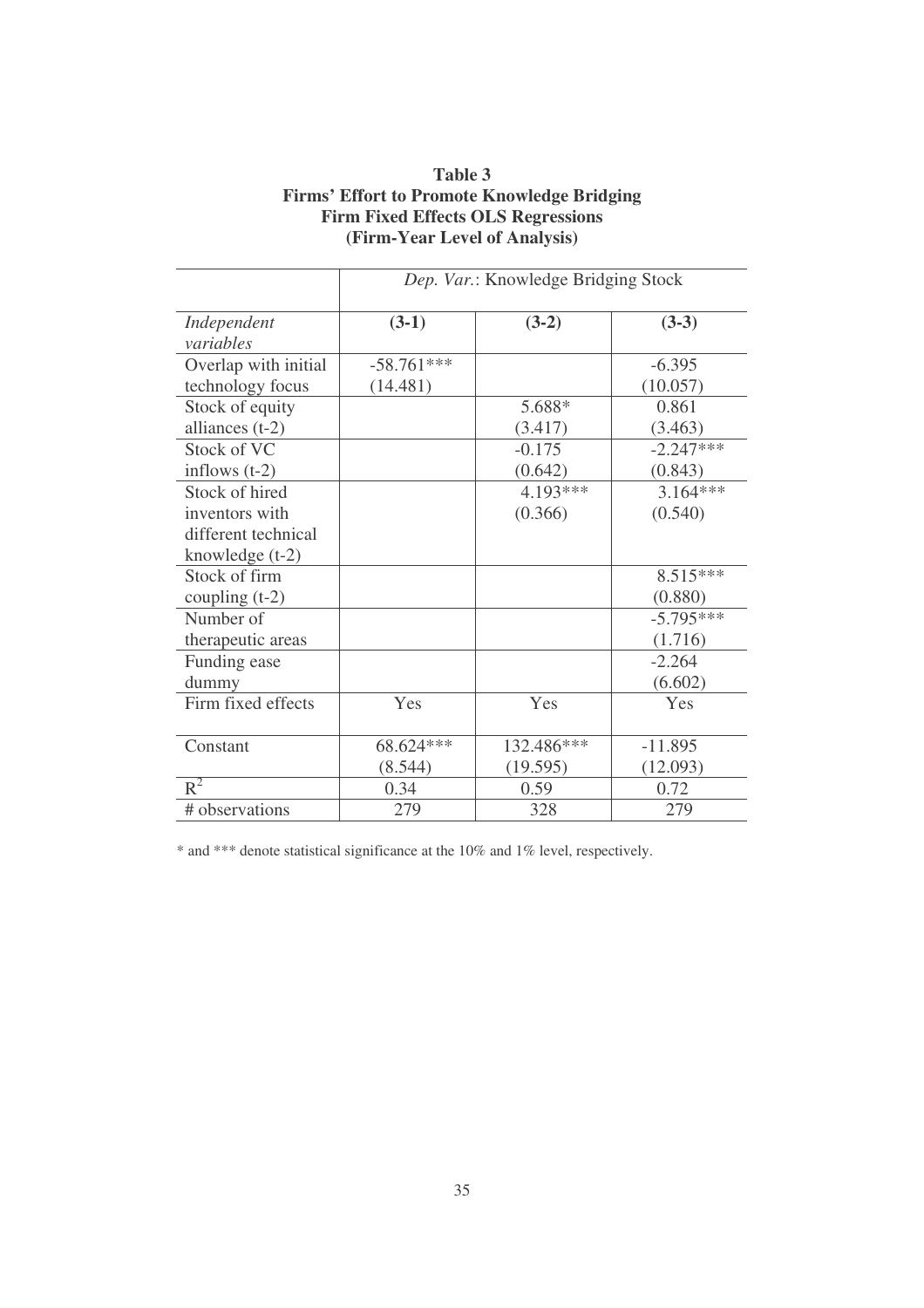**Table 3**
**Firms' Effort to Promote Knowledge Bridging**
**Firm Fixed Effects OLS Regressions**
**(Firm-Year Level of Analysis)**

| | *Dep. Var.*: Knowledge Bridging Stock | | |
|---|---|---|---|
| *Independent variables* | **(3-1)** | **(3-2)** | **(3-3)** |
| Overlap with initial technology focus | -58.761*** (14.481) | | -6.395 (10.057) |
| Stock of equity alliances (t-2) | | 5.688* (3.417) | 0.861 (3.463) |
| Stock of VC inflows (t-2) | | -0.175 (0.642) | -2.247*** (0.843) |
| Stock of hired inventors with different technical knowledge (t-2) | | 4.193*** (0.366) | 3.164*** (0.540) |
| Stock of firm coupling (t-2) | | | 8.515*** (0.880) |
| Number of therapeutic areas | | | -5.795*** (1.716) |
| Funding ease dummy | | | -2.264 (6.602) |
| Firm fixed effects | Yes | Yes | Yes |
| Constant | 68.624*** (8.544) | 132.486*** (19.595) | -11.895 (12.093) |
| $R^2$ | 0.34 | 0.59 | 0.72 |
| # observations | 279 | 328 | 279 |

* and *** denote statistical significance at the 10% and 1% level, respectively.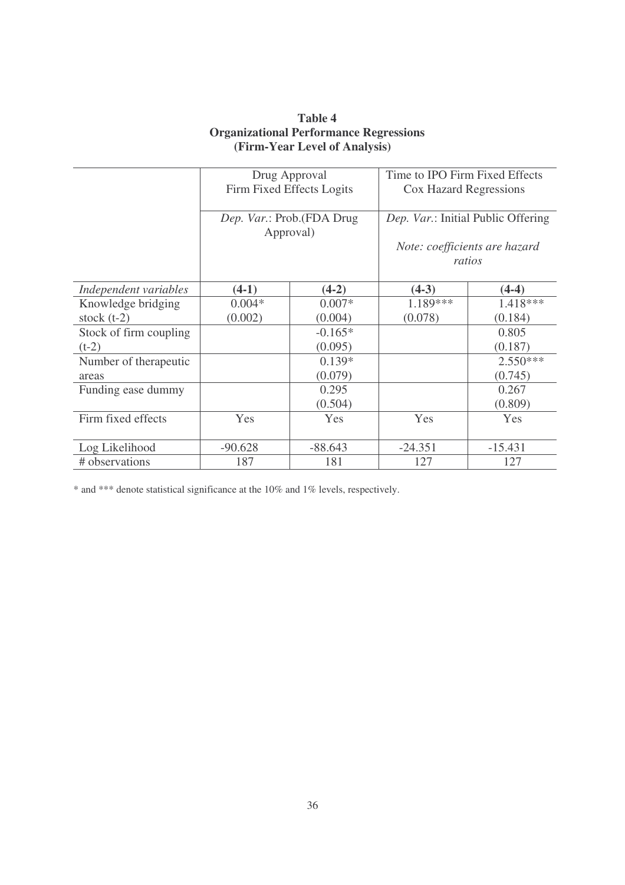**Table 4**
**Organizational Performance Regressions**
**(Firm-Year Level of Analysis)**

| | Drug Approval Firm Fixed Effects Logits | | Time to IPO Firm Fixed Effects Cox Hazard Regressions | |
|---|---|---|---|---|
| | *Dep. Var.*: Prob.(FDA Drug Approval) | | *Dep. Var.*: Initial Public Offering *Note: coefficients are hazard ratios* | |
| *Independent variables* | **(4-1)** | **(4-2)** | **(4-3)** | **(4-4)** |
| Knowledge bridging stock (t-2) | 0.004* (0.002) | 0.007* (0.004) | 1.189*** (0.078) | 1.418*** (0.184) |
| Stock of firm coupling (t-2) | | -0.165* (0.095) | | 0.805 (0.187) |
| Number of therapeutic areas | | 0.139* (0.079) | | 2.550*** (0.745) |
| Funding ease dummy | | 0.295 (0.504) | | 0.267 (0.809) |
| Firm fixed effects | Yes | Yes | Yes | Yes |
| Log Likelihood | -90.628 | -88.643 | -24.351 | -15.431 |
| # observations | 187 | 181 | 127 | 127 |

* and *** denote statistical significance at the 10% and 1% levels, respectively.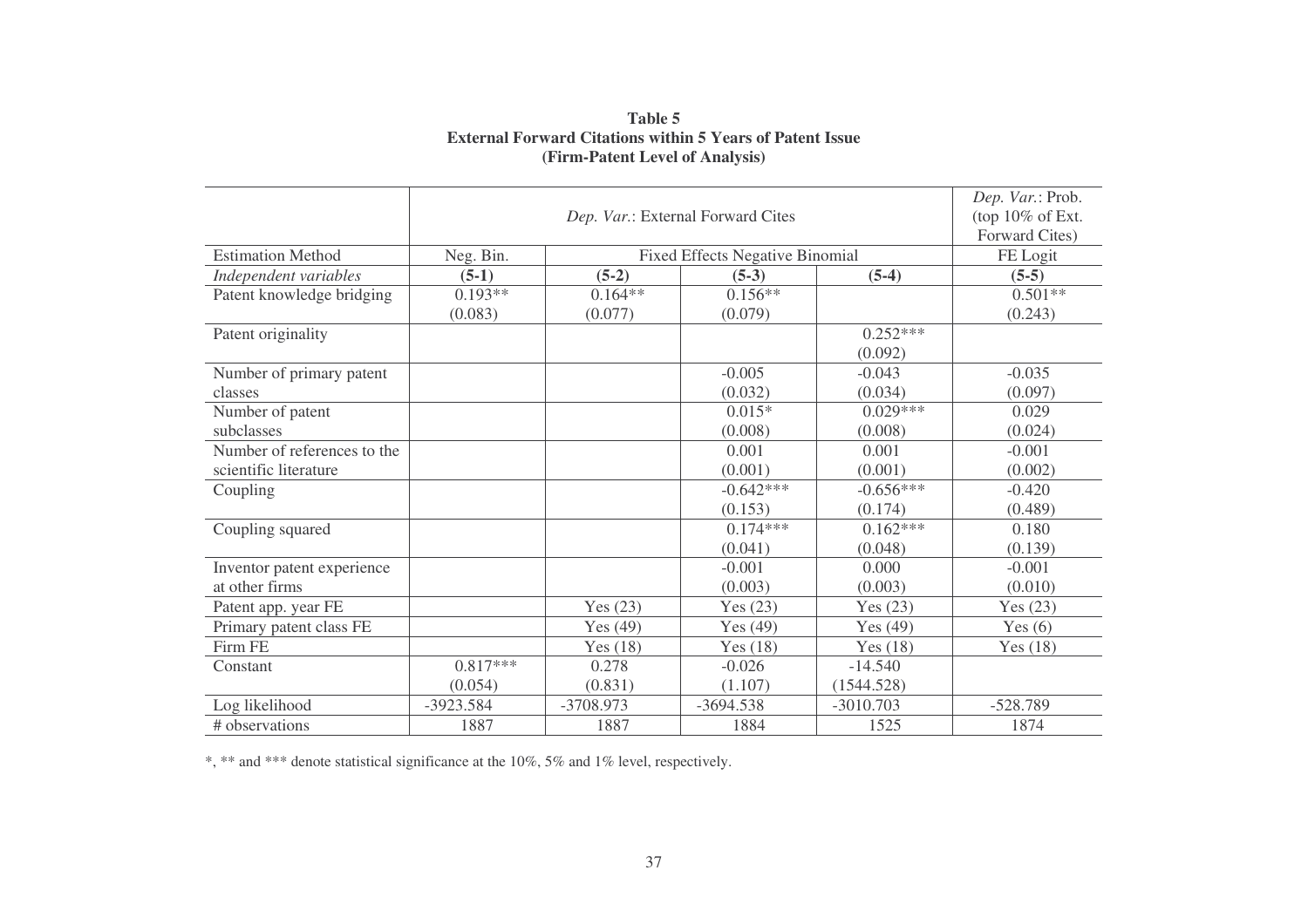**Table 5**
**External Forward Citations within 5 Years of Patent Issue**
**(Firm-Patent Level of Analysis)**

| | *Dep. Var.*: External Forward Cites | | | | *Dep. Var.*: Prob. (top 10% of Ext. Forward Cites) |
|---|---|---|---|---|---|
| Estimation Method | Neg. Bin. | Fixed Effects Negative Binomial | | | FE Logit |
| *Independent variables* | **(5-1)** | **(5-2)** | **(5-3)** | **(5-4)** | **(5-5)** |
| Patent knowledge bridging | 0.193** | 0.164** | 0.156** | | 0.501** |
| | (0.083) | (0.077) | (0.079) | | (0.243) |
| Patent originality | | | | 0.252*** | |
| | | | | (0.092) | |
| Number of primary patent classes | | | -0.005 | -0.043 | -0.035 |
| | | | (0.032) | (0.034) | (0.097) |
| Number of patent subclasses | | | 0.015* | 0.029*** | 0.029 |
| | | | (0.008) | (0.008) | (0.024) |
| Number of references to the scientific literature | | | 0.001 | 0.001 | -0.001 |
| | | | (0.001) | (0.001) | (0.002) |
| Coupling | | | -0.642*** | -0.656*** | -0.420 |
| | | | (0.153) | (0.174) | (0.489) |
| Coupling squared | | | 0.174*** | 0.162*** | 0.180 |
| | | | (0.041) | (0.048) | (0.139) |
| Inventor patent experience at other firms | | | -0.001 | 0.000 | -0.001 |
| | | | (0.003) | (0.003) | (0.010) |
| Patent app. year FE | | Yes (23) | Yes (23) | Yes (23) | Yes (23) |
| Primary patent class FE | | Yes (49) | Yes (49) | Yes (49) | Yes (6) |
| Firm FE | | Yes (18) | Yes (18) | Yes (18) | Yes (18) |
| Constant | 0.817*** | 0.278 | -0.026 | -14.540 | |
| | (0.054) | (0.831) | (1.107) | (1544.528) | |
| Log likelihood | -3923.584 | -3708.973 | -3694.538 | -3010.703 | -528.789 |
| # observations | 1887 | 1887 | 1884 | 1525 | 1874 |

*, ** and *** denote statistical significance at the 10%, 5% and 1% level, respectively.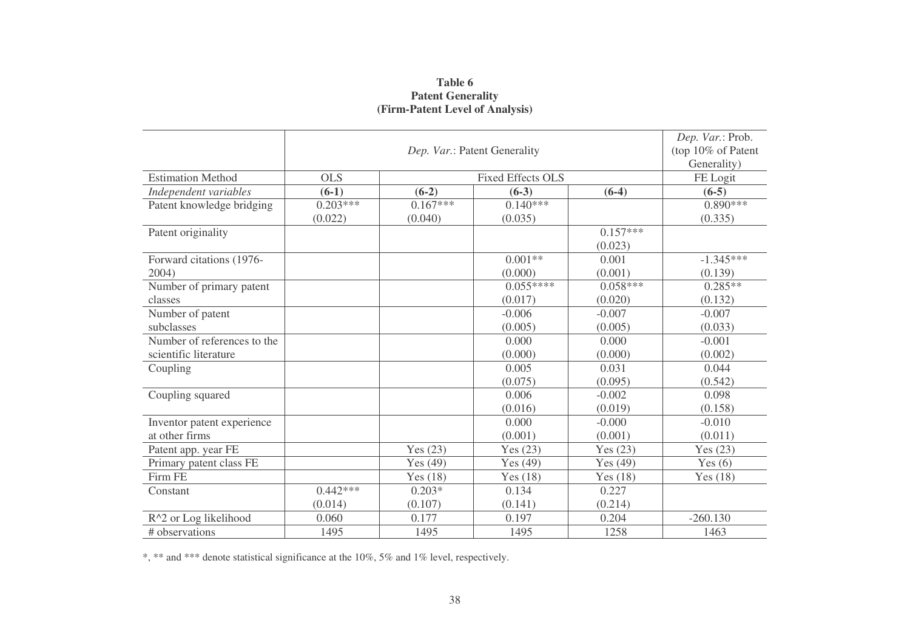**Table 6**
**Patent Generality**
**(Firm-Patent Level of Analysis)**

| | *Dep. Var.*: Patent Generality | | | | *Dep. Var.*: Prob. (top 10% of Patent Generality) |
|---|---|---|---|---|---|
| Estimation Method | OLS | Fixed Effects OLS | | | FE Logit |
| *Independent variables* | **(6-1)** | **(6-2)** | **(6-3)** | **(6-4)** | **(6-5)** |
| Patent knowledge bridging | 0.203*** (0.022) | 0.167*** (0.040) | 0.140*** (0.035) | | 0.890*** (0.335) |
| Patent originality | | | | 0.157*** (0.023) | |
| Forward citations (1976-2004) | | | 0.001** (0.000) | 0.001 (0.001) | -1.345*** (0.139) |
| Number of primary patent classes | | | 0.055**** (0.017) | 0.058*** (0.020) | 0.285** (0.132) |
| Number of patent subclasses | | | -0.006 (0.005) | -0.007 (0.005) | -0.007 (0.033) |
| Number of references to the scientific literature | | | 0.000 (0.000) | 0.000 (0.000) | -0.001 (0.002) |
| Coupling | | | 0.005 (0.075) | 0.031 (0.095) | 0.044 (0.542) |
| Coupling squared | | | 0.006 (0.016) | -0.002 (0.019) | 0.098 (0.158) |
| Inventor patent experience at other firms | | | 0.000 (0.001) | -0.000 (0.001) | -0.010 (0.011) |
| Patent app. year FE | | Yes (23) | Yes (23) | Yes (23) | Yes (23) |
| Primary patent class FE | | Yes (49) | Yes (49) | Yes (49) | Yes (6) |
| Firm FE | | Yes (18) | Yes (18) | Yes (18) | Yes (18) |
| Constant | 0.442*** (0.014) | 0.203* (0.107) | 0.134 (0.141) | 0.227 (0.214) | |
| R^2 or Log likelihood | 0.060 | 0.177 | 0.197 | 0.204 | -260.130 |
| # observations | 1495 | 1495 | 1495 | 1258 | 1463 |

*, ** and *** denote statistical significance at the 10%, 5% and 1% level, respectively.